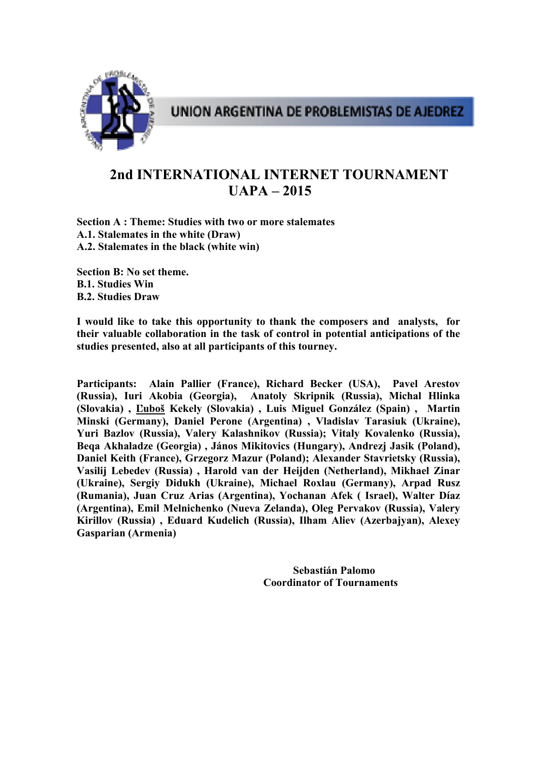UNION ARGENTINA DE PROBLEMISTAS DE AJEDREZ

# 2nd INTERNATIONAL INTERNET TOURNAMENT UAPA – 2015

**Section A : Theme: Studies with two or more stalemates**
**A.1. Stalemates in the white (Draw)**
**A.2. Stalemates in the black (white win)**

**Section B: No set theme.**
**B.1. Studies Win**
**B.2. Studies Draw**

**I would like to take this opportunity to thank the composers and analysts, for their valuable collaboration in the task of control in potential anticipations of the studies presented, also at all participants of this tourney.**

**Participants: Alain Pallier (France), Richard Becker (USA), Pavel Arestov (Russia), Iuri Akobia (Georgia), Anatoly Skripnik (Russia), Michal Hlinka (Slovakia) , Ľuboš Kekely (Slovakia) , Luis Miguel González (Spain) , Martin Minski (Germany), Daniel Perone (Argentina) , Vladislav Tarasiuk (Ukraine), Yuri Bazlov (Russia), Valery Kalashnikov (Russia); Vitaly Kovalenko (Russia), Beqa Akhaladze (Georgia) , János Mikitovics (Hungary), Andrezj Jasik (Poland), Daniel Keith (France), Grzegorz Mazur (Poland); Alexander Stavrietsky (Russia), Vasilij Lebedev (Russia) , Harold van der Heijden (Netherland), Mikhael Zinar (Ukraine), Sergiy Didukh (Ukraine), Michael Roxlau (Germany), Arpad Rusz (Rumania), Juan Cruz Arias (Argentina), Yochanan Afek ( Israel), Walter Díaz (Argentina), Emil Melnichenko (Nueva Zelanda), Oleg Pervakov (Russia), Valery Kirillov (Russia) , Eduard Kudelich (Russia), Ilham Aliev (Azerbajyan), Alexey Gasparian (Armenia)**

**Sebastián Palomo**
**Coordinator of Tournaments**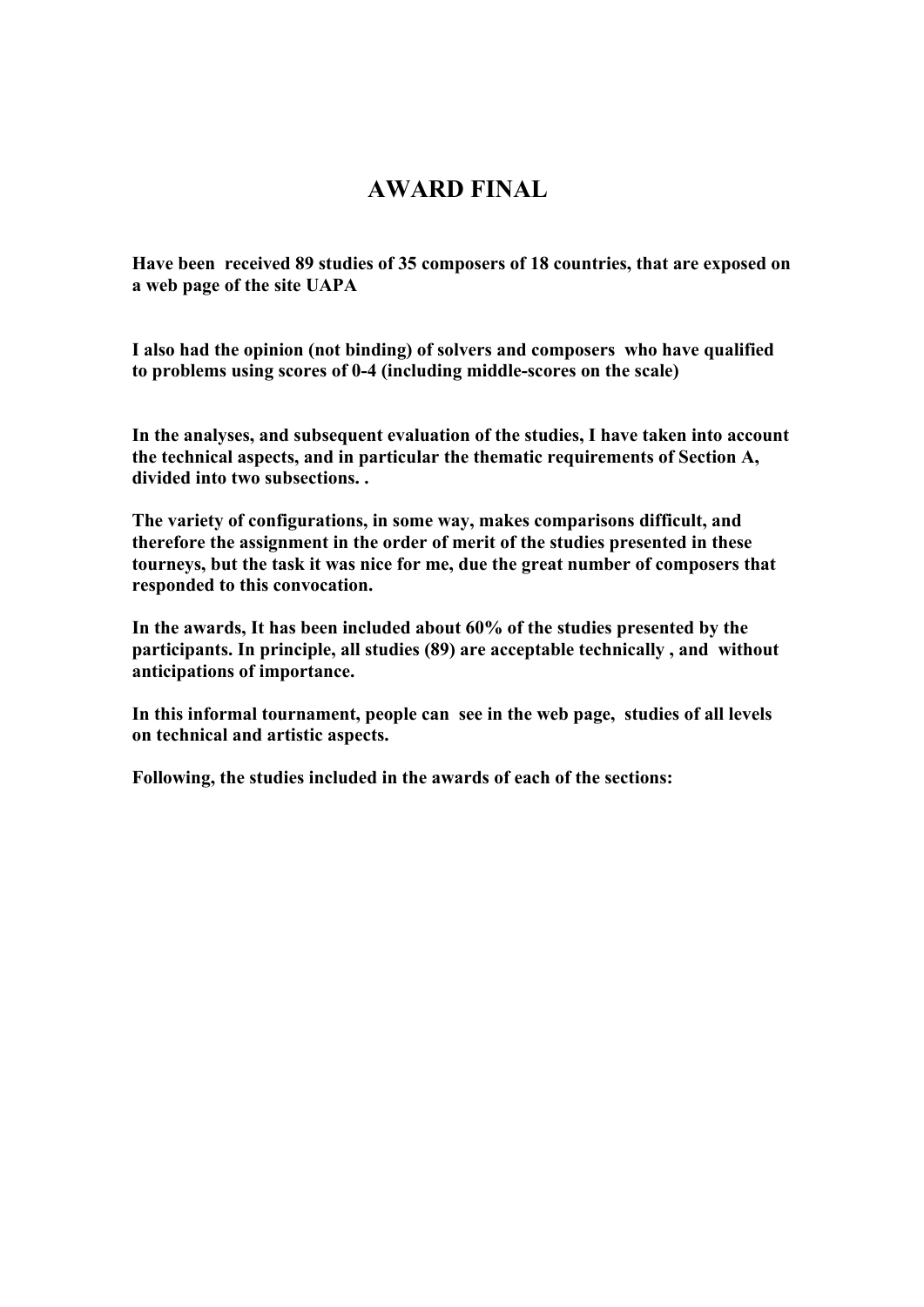# AWARD FINAL

**Have been received 89 studies of 35 composers of 18 countries, that are exposed on a web page of the site UAPA**

**I also had the opinion (not binding) of solvers and composers who have qualified to problems using scores of 0-4 (including middle-scores on the scale)**

**In the analyses, and subsequent evaluation of the studies, I have taken into account the technical aspects, and in particular the thematic requirements of Section A, divided into two subsections. .**

**The variety of configurations, in some way, makes comparisons difficult, and therefore the assignment in the order of merit of the studies presented in these tourneys, but the task it was nice for me, due the great number of composers that responded to this convocation.**

**In the awards, It has been included about 60% of the studies presented by the participants. In principle, all studies (89) are acceptable technically , and without anticipations of importance.**

**In this informal tournament, people can see in the web page, studies of all levels on technical and artistic aspects.**

**Following, the studies included in the awards of each of the sections:**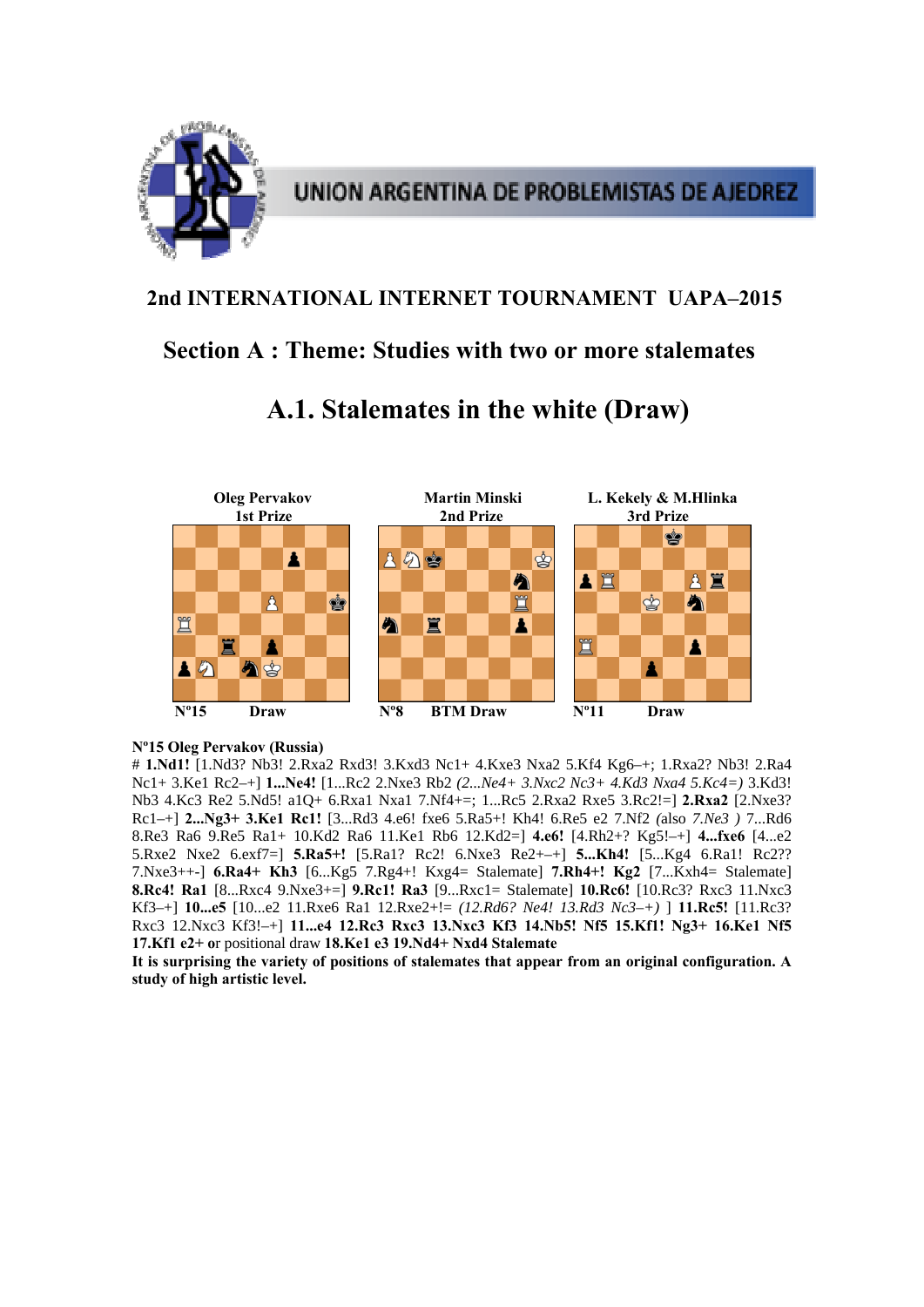UNION ARGENTINA DE PROBLEMISTAS DE AJEDREZ

## 2nd INTERNATIONAL INTERNET TOURNAMENT UAPA–2015

## Section A : Theme: Studies with two or more stalemates

# A.1. Stalemates in the white (Draw)

| Oleg Pervakov 1st Prize | Martin Minski 2nd Prize | L. Kekely & M.Hlinka 3rd Prize |
|---|---|---|
| Nº15 Draw | Nº8 BTM Draw | Nº11 Draw |

**Nº15 Oleg Pervakov (Russia)**

# **1.Nd1!** [1.Nd3? Nb3! 2.Rxa2 Rxd3! 3.Kxd3 Nc1+ 4.Kxe3 Nxa2 5.Kf4 Kg6–+; 1.Rxa2? Nb3! 2.Ra4 Nc1+ 3.Ke1 Rc2–+] **1...Ne4!** [1...Rc2 2.Nxe3 Rb2 *(2...Ne4+ 3.Nxc2 Nc3+ 4.Kd3 Nxa4 5.Kc4=)* 3.Kd3! Nb3 4.Kc3 Re2 5.Nd5! a1Q+ 6.Rxa1 Nxa1 7.Nf4+=; 1...Rc5 2.Rxa2 Rxe5 3.Rc2!=] **2.Rxa2** [2.Nxe3? Rc1–+] **2...Ng3+ 3.Ke1 Rc1!** [3...Rd3 4.e6! fxe6 5.Ra5+! Kh4! 6.Re5 e2 7.Nf2 *(also 7.Ne3 )* 7...Rd6 8.Re3 Ra6 9.Re5 Ra1+ 10.Kd2 Ra6 11.Ke1 Rb6 12.Kd2=] **4.e6!** [4.Rh2+? Kg5!–+] **4...fxe6** [4...e2 5.Rxe2 Nxe2 6.exf7=] **5.Ra5+!** [5.Ra1? Rc2! 6.Nxe3 Re2+–+] **5...Kh4!** [5...Kg4 6.Ra1! Rc2?? 7.Nxe3++-] **6.Ra4+ Kh3** [6...Kg5 7.Rg4+! Kxg4= Stalemate] **7.Rh4+! Kg2** [7...Kxh4= Stalemate] **8.Rc4! Ra1** [8...Rxc4 9.Nxe3+=] **9.Rc1! Ra3** [9...Rxc1= Stalemate] **10.Rc6!** [10.Rc3? Rxc3 11.Nxc3 Kf3–+] **10...e5** [10...e2 11.Rxe6 Ra1 12.Rxe2+!= *(12.Rd6? Ne4! 13.Rd3 Nc3–+)* ] **11.Rc5!** [11.Rc3? Rxc3 12.Nxc3 Kf3!–+] **11...e4 12.Rc3 Rxc3 13.Nxc3 Kf3 14.Nb5! Nf5 15.Kf1! Ng3+ 16.Ke1 Nf5 17.Kf1 e2+** or positional draw **18.Ke1 e3 19.Nd4+ Nxd4 Stalemate**

**It is surprising the variety of positions of stalemates that appear from an original configuration. A study of high artistic level.**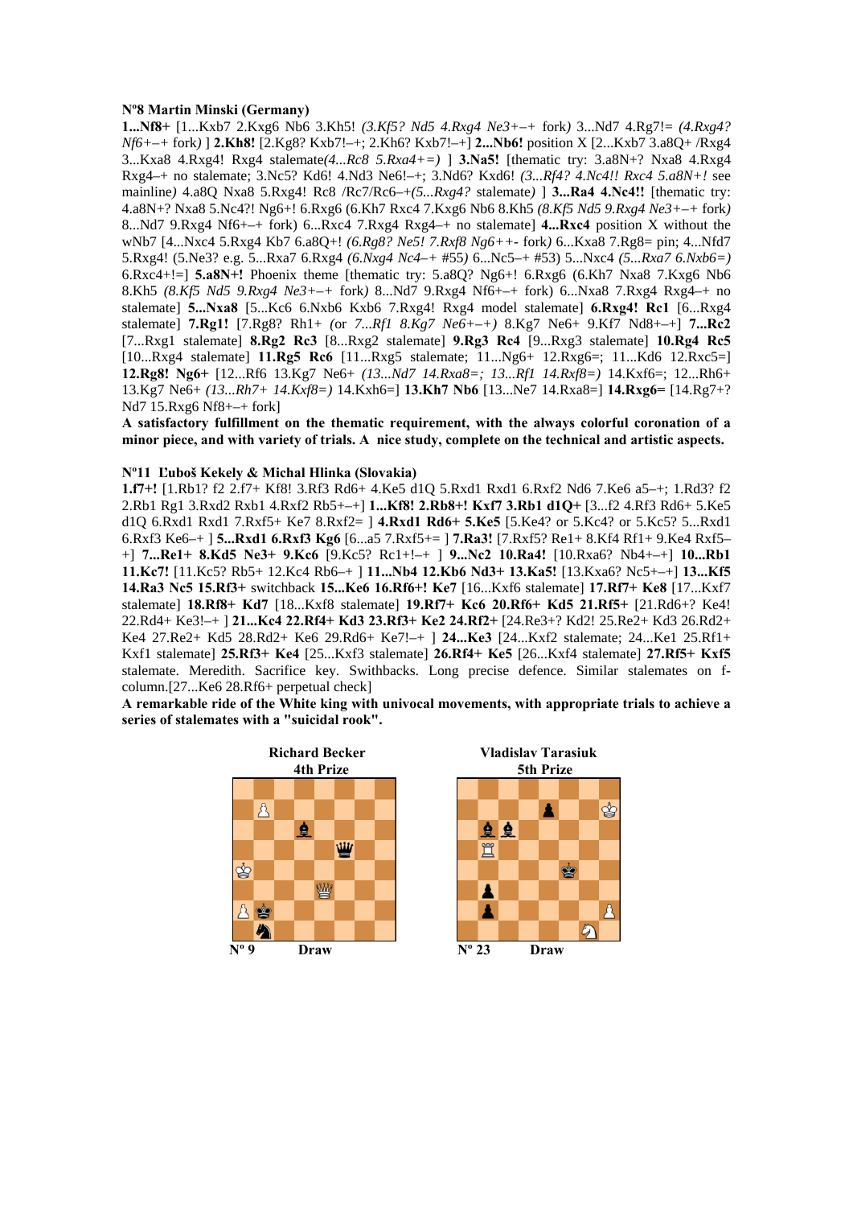**Nº8 Martin Minski (Germany)**

**1...Nf8+** [1...Kxb7 2.Kxg6 Nb6 3.Kh5! *(3.Kf5? Nd5 4.Rxg4 Ne3+–+ fork)* 3...Nd7 4.Rg7!= *(4.Rxg4? Nf6+–+ fork)* ] **2.Kh8!** [2.Kg8? Kxb7!–+; 2.Kh6? Kxb7!–+] **2...Nb6!** position X [2...Kxb7 3.a8Q+ /Rxg4 3...Kxa8 4.Rxg4! Rxg4 stalemate*(4...Rc8 5.Rxa4+=)* ] **3.Na5!** [thematic try: 3.a8N+? Nxa8 4.Rxg4 Rxg4–+ no stalemate; 3.Nc5? Kd6! 4.Nd3 Ne6!–+; 3.Nd6? Kxd6! *(3...Rf4? 4.Nc4!! Rxc4 5.a8N+! see mainline)* 4.a8Q Nxa8 5.Rxg4! Rc8 /Rc7/Rc6–+*(5...Rxg4? stalemate)* ] **3...Ra4 4.Nc4!!** [thematic try: 4.a8N+? Nxa8 5.Nc4?! Ng6+! 6.Rxg6 (6.Kh7 Rxc4 7.Kxg6 Nb6 8.Kh5 *(8.Kf5 Nd5 9.Rxg4 Ne3+–+ fork)* 8...Nd7 9.Rxg4 Nf6+–+ fork) 6...Rxc4 7.Rxg4 Rxg4–+ no stalemate] **4...Rxc4** position X without the wNb7 [4...Nxc4 5.Rxg4 Kb7 6.a8Q+! *(6.Rg8? Ne5! 7.Rxf8 Ng6++- fork)* 6...Kxa8 7.Rg8= pin; 4...Nfd7 5.Rxg4! (5.Ne3? e.g. 5...Rxa7 6.Rxg4 *(6.Nxg4 Nc4–+ #55)* 6...Nc5–+ #53) 5...Nxc4 *(5...Rxa7 6.Nxb6=)* 6.Rxc4+!=] **5.a8N+!** Phoenix theme [thematic try: 5.a8Q? Ng6+! 6.Rxg6 (6.Kh7 Nxa8 7.Kxg6 Nb6 8.Kh5 *(8.Kf5 Nd5 9.Rxg4 Ne3+–+ fork)* 8...Nd7 9.Rxg4 Nf6+–+ fork) 6...Nxa8 7.Rxg4 Rxg4–+ no stalemate] **5...Nxa8** [5...Kc6 6.Nxb6 Kxb6 7.Rxg4! Rxg4 model stalemate] **6.Rxg4! Rc1** [6...Rxg4 stalemate] **7.Rg1!** [7.Rg8? Rh1+ *(or 7...Rf1 8.Kg7 Ne6+–+)* 8.Kg7 Ne6+ 9.Kf7 Nd8+–+] **7...Rc2** [7...Rxg1 stalemate] **8.Rg2 Rc3** [8...Rxg2 stalemate] **9.Rg3 Rc4** [9...Rxg3 stalemate] **10.Rg4 Rc5** [10...Rxg4 stalemate] **11.Rg5 Rc6** [11...Rxg5 stalemate; 11...Ng6+ 12.Rxg6=; 11...Kd6 12.Rxc5=] **12.Rg8! Ng6+** [12...Rf6 13.Kg7 Ne6+ *(13...Nd7 14.Rxa8=; 13...Rf1 14.Rxf8=)* 14.Kxf6=; 12...Rh6+ 13.Kg7 Ne6+ *(13...Rh7+ 14.Kxf8=)* 14.Kxh6=] **13.Kh7 Nb6** [13...Ne7 14.Rxa8=] **14.Rxg6=** [14.Rg7+? Nd7 15.Rxg6 Nf8+–+ fork]

**A satisfactory fulfillment on the thematic requirement, with the always colorful coronation of a minor piece, and with variety of trials. A nice study, complete on the technical and artistic aspects.**

**Nº11 Ľuboš Kekely & Michal Hlinka (Slovakia)**

**1.f7+!** [1.Rb1? f2 2.f7+ Kf8! 3.Rf3 Rd6+ 4.Ke5 d1Q 5.Rxd1 Rxd1 6.Rxf2 Nd6 7.Ke6 a5–+; 1.Rd3? f2 2.Rb1 Rg1 3.Rxd2 Rxb1 4.Rxf2 Rb5+–+] **1...Kf8! 2.Rb8+! Kxf7 3.Rb1 d1Q+** [3...f2 4.Rf3 Rd6+ 5.Ke5 d1Q 6.Rxd1 Rxd1 7.Rxf5+ Ke7 8.Rxf2= ] **4.Rxd1 Rd6+ 5.Ke5** [5.Ke4? or 5.Kc4? or 5.Kc5? 5...Rxd1 6.Rxf3 Ke6–+ ] **5...Rxd1 6.Rxf3 Kg6** [6...a5 7.Rxf5+= ] **7.Ra3!** [7.Rxf5? Re1+ 8.Kf4 Rf1+ 9.Ke4 Rxf5–+] **7...Re1+ 8.Kd5 Ne3+ 9.Kc6** [9.Kc5? Rc1+!–+ ] **9...Nc2 10.Ra4!** [10.Rxa6? Nb4+–+] **10...Rb1 11.Kc7!** [11.Kc5? Rb5+ 12.Kc4 Rb6–+ ] **11...Nb4 12.Kb6 Nd3+ 13.Ka5!** [13.Kxa6? Nc5+–+] **13...Kf5 14.Ra3 Nc5 15.Rf3+** switchback **15...Ke6 16.Rf6+! Ke7** [16...Kxf6 stalemate] **17.Rf7+ Ke8** [17...Kxf7 stalemate] **18.Rf8+ Kd7** [18...Kxf8 stalemate] **19.Rf7+ Kc6 20.Rf6+ Kd5 21.Rf5+** [21.Rd6+? Ke4! 22.Rd4+ Ke3!–+ ] **21...Kc4 22.Rf4+ Kd3 23.Rf3+ Ke2 24.Rf2+** [24.Re3+? Kd2! 25.Re2+ Kd3 26.Rd2+ Ke4 27.Re2+ Kd5 28.Rd2+ Ke6 29.Rd6+ Ke7!–+ ] **24...Ke3** [24...Kxf2 stalemate; 24...Ke1 25.Rf1+ Kxf1 stalemate] **25.Rf3+ Ke4** [25...Kxf3 stalemate] **26.Rf4+ Ke5** [26...Kxf4 stalemate] **27.Rf5+ Kxf5** stalemate. Meredith. Sacrifice key. Swithbacks. Long precise defence. Similar stalemates on f-column.[27...Ke6 28.Rf6+ perpetual check]

**A remarkable ride of the White king with univocal movements, with appropriate trials to achieve a series of stalemates with a "suicidal rook".**

**Richard Becker**
**4th Prize**

Nº 9 Draw

**Vladislav Tarasiuk**
**5th Prize**

Nº 23 Draw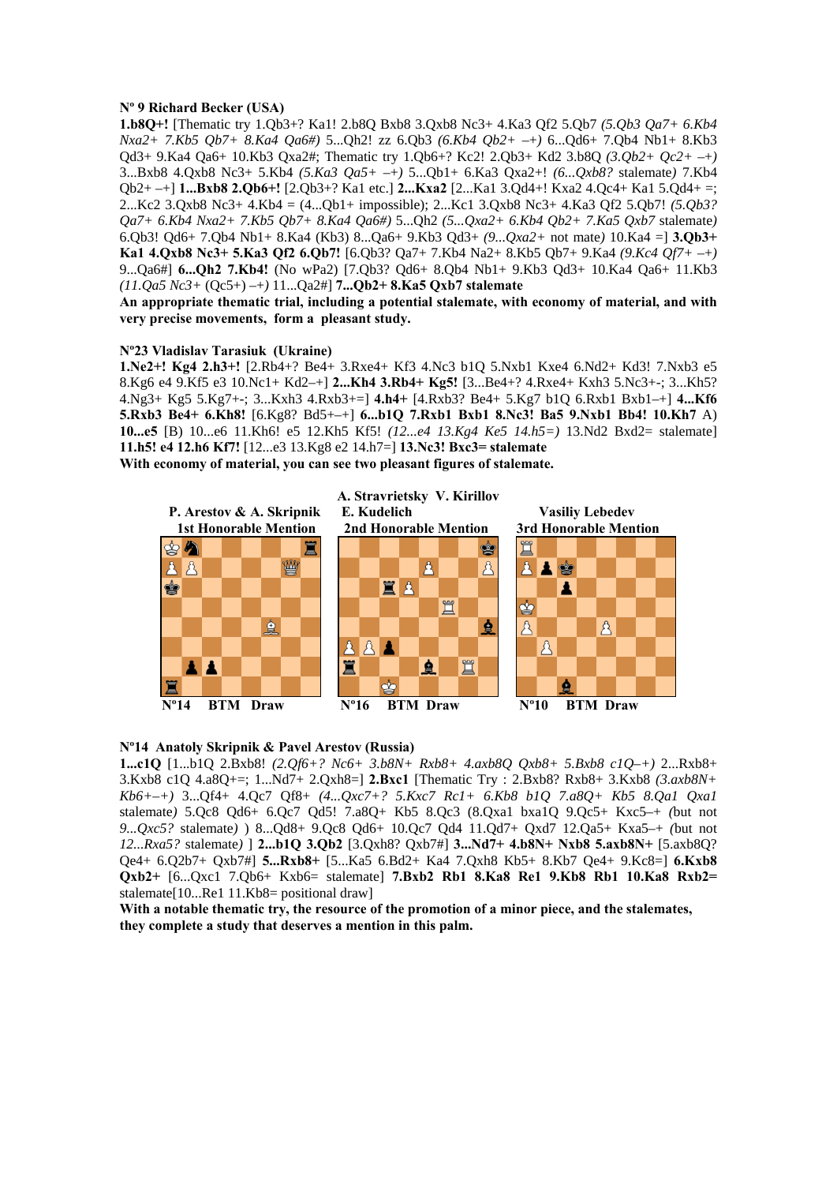**Nº 9 Richard Becker (USA)**

**1.b8Q+!** [Thematic try 1.Qb3+? Ka1! 2.b8Q Bxb8 3.Qxb8 Nc3+ 4.Ka3 Qf2 5.Qb7 *(5.Qb3 Qa7+ 6.Kb4 Nxa2+ 7.Kb5 Qb7+ 8.Ka4 Qa6#)* 5...Qh2! zz 6.Qb3 *(6.Kb4 Qb2+ –+)* 6...Qd6+ 7.Qb4 Nb1+ 8.Kb3 Qd3+ 9.Ka4 Qa6+ 10.Kb3 Qxa2#; Thematic try 1.Qb6+? Kc2! 2.Qb3+ Kd2 3.b8Q *(3.Qb2+ Qc2+ –+)* 3...Bxb8 4.Qxb8 Nc3+ 5.Kb4 *(5.Ka3 Qa5+ –+)* 5...Qb1+ 6.Ka3 Qxa2+! *(6...Qxb8?* stalemate*)* 7.Kb4 Qb2+ –+] **1...Bxb8 2.Qb6+!** [2.Qb3+? Ka1 etc.] **2...Kxa2** [2...Ka1 3.Qd4+! Kxa2 4.Qc4+ Ka1 5.Qd4+ =; 2...Kc2 3.Qxb8 Nc3+ 4.Kb4 = (4...Qb1+ impossible); 2...Kc1 3.Qxb8 Nc3+ 4.Ka3 Qf2 5.Qb7! *(5.Qb3? Qa7+ 6.Kb4 Nxa2+ 7.Kb5 Qb7+ 8.Ka4 Qa6#)* 5...Qh2 *(5...Qxa2+ 6.Kb4 Qb2+ 7.Ka5 Qxb7* stalemate*)* 6.Qb3! Qd6+ 7.Qb4 Nb1+ 8.Ka4 (Kb3) 8...Qa6+ 9.Kb3 Qd3+ *(9...Qxa2+* not mate*)* 10.Ka4 =] **3.Qb3+ Ka1 4.Qxb8 Nc3+ 5.Ka3 Qf2 6.Qb7!** [6.Qb3? Qa7+ 7.Kb4 Na2+ 8.Kb5 Qb7+ 9.Ka4 *(9.Kc4 Qf7+ –+)* 9...Qa6#] **6...Qh2 7.Kb4!** (No wPa2) [7.Qb3? Qd6+ 8.Qb4 Nb1+ 9.Kb3 Qd3+ 10.Ka4 Qa6+ 11.Kb3 *(11.Qa5 Nc3+* (Qc5+) *–+)* 11...Qa2#] **7...Qb2+ 8.Ka5 Qxb7 stalemate**

**An appropriate thematic trial, including a potential stalemate, with economy of material, and with very precise movements, form a pleasant study.**

**Nº23 Vladislav Tarasiuk (Ukraine)**

**1.Ne2+! Kg4 2.h3+!** [2.Rb4+? Be4+ 3.Rxe4+ Kf3 4.Nc3 b1Q 5.Nxb1 Kxe4 6.Nd2+ Kd3! 7.Nxb3 e5 8.Kg6 e4 9.Kf5 e3 10.Nc1+ Kd2–+] **2...Kh4 3.Rb4+ Kg5!** [3...Be4+? 4.Rxe4+ Kxh3 5.Nc3+-; 3...Kh5? 4.Ng3+ Kg5 5.Kg7+-; 3...Kxh3 4.Rxb3+=] **4.h4+** [4.Rxb3? Be4+ 5.Kg7 b1Q 6.Rxb1 Bxb1–+] **4...Kf6 5.Rxb3 Be4+ 6.Kh8!** [6.Kg8? Bd5+–+] **6...b1Q 7.Rxb1 Bxb1 8.Nc3! Ba5 9.Nxb1 Bb4! 10.Kh7** A) **10...e5** [B) 10...e6 11.Kh6! e5 12.Kh5 Kf5! *(12...e4 13.Kg4 Ke5 14.h5=)* 13.Nd2 Bxd2= stalemate] **11.h5! e4 12.h6 Kf7!** [12...e3 13.Kg8 e2 14.h7=] **13.Nc3! Bxc3= stalemate**

**With economy of material, you can see two pleasant figures of stalemate.**

| **P. Arestov & A. Skripnik** | **A. Stravrietsky V. Kirillov E. Kudelich** | **Vasiliy Lebedev** |
|---|---|---|
| **1st Honorable Mention** | **2nd Honorable Mention** | **3rd Honorable Mention** |
| **Nº14 BTM Draw** | **Nº16 BTM Draw** | **Nº10 BTM Draw** |

**Nº14 Anatoly Skripnik & Pavel Arestov (Russia)**

**1...c1Q** [1...b1Q 2.Bxb8! *(2.Qf6+? Nc6+ 3.b8N+ Rxb8+ 4.axb8Q Qxb8+ 5.Bxb8 c1Q–+)* 2...Rxb8+ 3.Kxb8 c1Q 4.a8Q+=; 1...Nd7+ 2.Qxh8=] **2.Bxc1** [Thematic Try : 2.Bxb8? Rxb8+ 3.Kxb8 *(3.axb8N+ Kb6+–+)* 3...Qf4+ 4.Qc7 Qf8+ *(4...Qxc7+? 5.Kxc7 Rc1+ 6.Kb8 b1Q 7.a8Q+ Kb5 8.Qa1 Qxa1* stalemate*)* 5.Qc8 Qd6+ 6.Qc7 Qd5! 7.a8Q+ Kb5 8.Qc3 (8.Qxa1 bxa1Q 9.Qc5+ Kxc5–+ *(*but not *9...Qxc5?* stalemate*)* ) 8...Qd8+ 9.Qc8 Qd6+ 10.Qc7 Qd4 11.Qd7+ Qxd7 12.Qa5+ Kxa5–+ *(*but not *12...Rxa5?* stalemate*)* ] **2...b1Q 3.Qb2** [3.Qxh8? Qxb7#] **3...Nd7+ 4.b8N+ Nxb8 5.axb8N+** [5.axb8Q? Qe4+ 6.Q2b7+ Qxb7#] **5...Rxb8+** [5...Ka5 6.Bd2+ Ka4 7.Qxh8 Kb5+ 8.Kb7 Qe4+ 9.Kc8=] **6.Kxb8 Qxb2+** [6...Qxc1 7.Qb6+ Kxb6= stalemate] **7.Bxb2 Rb1 8.Ka8 Re1 9.Kb8 Rb1 10.Ka8 Rxb2=** stalemate[10...Re1 11.Kb8= positional draw]

**With a notable thematic try, the resource of the promotion of a minor piece, and the stalemates, they complete a study that deserves a mention in this palm.**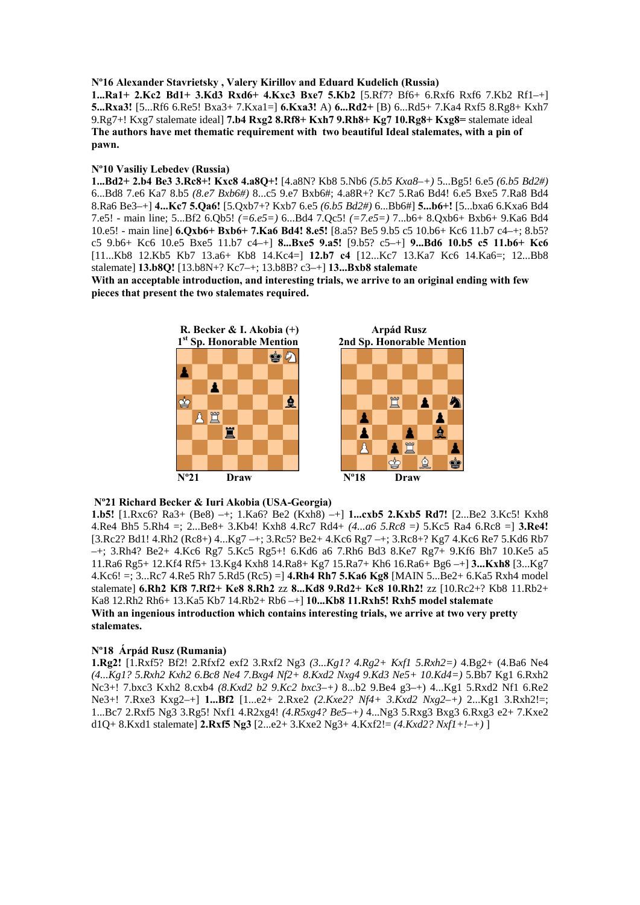**Nº16 Alexander Stavrietsky , Valery Kirillov and Eduard Kudelich (Russia)**
**1...Ra1+ 2.Kc2 Bd1+ 3.Kd3 Rxd6+ 4.Kxc3 Bxe7 5.Kb2** [5.Rf7? Bf6+ 6.Rxf6 Rxf6 7.Kb2 Rf1–+] **5...Rxa3!** [5...Rf6 6.Re5! Bxa3+ 7.Kxa1=] **6.Kxa3!** A) **6...Rd2+** [B) 6...Rd5+ 7.Ka4 Rxf5 8.Rg8+ Kxh7 9.Rg7+! Kxg7 stalemate ideal] **7.b4 Rxg2 8.Rf8+ Kxh7 9.Rh8+ Kg7 10.Rg8+ Kxg8=** stalemate ideal
**The authors have met thematic requirement with two beautiful Ideal stalemates, with a pin of pawn.**

**Nº10 Vasiliy Lebedev (Russia)**
**1...Bd2+ 2.b4 Be3 3.Rc8+! Kxc8 4.a8Q+!** [4.a8N? Kb8 5.Nb6 *(5.b5 Kxa8–+)* 5...Bg5! 6.e5 *(6.b5 Bd2#)* 6...Bd8 7.e6 Ka7 8.b5 *(8.e7 Bxb6#)* 8...c5 9.e7 Bxb6#; 4.a8R+? Kc7 5.Ra6 Bd4! 6.e5 Bxe5 7.Ra8 Bd4 8.Ra6 Be3–+] **4...Kc7 5.Qa6!** [5.Qxb7+? Kxb7 6.e5 *(6.b5 Bd2#)* 6...Bb6#] **5...b6+!** [5...bxa6 6.Kxa6 Bd4 7.e5! - main line; 5...Bf2 6.Qb5! *(=6.e5=)* 6...Bd4 7.Qc5! *(=7.e5=)* 7...b6+ 8.Qxb6+ Bxb6+ 9.Ka6 Bd4 10.e5! - main line] **6.Qxb6+ Bxb6+ 7.Ka6 Bd4! 8.e5!** [8.a5? Be5 9.b5 c5 10.b6+ Kc6 11.b7 c4–+; 8.b5? c5 9.b6+ Kc6 10.e5 Bxe5 11.b7 c4–+] **8...Bxe5 9.a5!** [9.b5? c5–+] **9...Bd6 10.b5 c5 11.b6+ Kc6** [11...Kb8 12.Kb5 Kb7 13.a6+ Kb8 14.Kc4=] **12.b7 c4** [12...Kc7 13.Ka7 Kc6 14.Ka6=; 12...Bb8 stalemate] **13.b8Q!** [13.b8N+? Kc7–+; 13.b8B? c3–+] **13...Bxb8 stalemate**
**With an acceptable introduction, and interesting trials, we arrive to an original ending with few pieces that present the two stalemates required.**

**R. Becker & I. Akobia (+)**
**1[st] Sp. Honorable Mention**

Nº21 Draw

**Arpád Rusz**
**2nd Sp. Honorable Mention**

Nº18 Draw

**Nº21 Richard Becker & Iuri Akobia (USA-Georgia)**
**1.b5!** [1.Rxc6? Ra3+ (Be8) –+; 1.Ka6? Be2 (Kxh8) –+] **1...cxb5 2.Kxb5 Rd7!** [2...Be2 3.Kc5! Kxh8 4.Re4 Bh5 5.Rh4 =; 2...Be8+ 3.Kb4! Kxh8 4.Rc7 Rd4+ *(4...a6 5.Rc8 =)* 5.Kc5 Ra4 6.Rc8 =] **3.Re4!** [3.Rc2? Bd1! 4.Rh2 (Rc8+) 4...Kg7 –+; 3.Rc5? Be2+ 4.Kc6 Rg7 –+; 3.Rc8+? Kg7 4.Kc6 Re7 5.Kd6 Rb7 –+; 3.Rh4? Be2+ 4.Kc6 Rg7 5.Kc5 Rg5+! 6.Kd6 a6 7.Rh6 Bd3 8.Ke7 Rg7+ 9.Kf6 Bh7 10.Ke5 a5 11.Ra6 Rg5+ 12.Kf4 Rf5+ 13.Kg4 Kxh8 14.Ra8+ Kg7 15.Ra7+ Kh6 16.Ra6+ Bg6 –+] **3...Kxh8** [3...Kg7 4.Kc6! =; 3...Rc7 4.Re5 Rh7 5.Rd5 (Rc5) =] **4.Rh4 Rh7 5.Ka6 Kg8** [MAIN 5...Be2+ 6.Ka5 Rxh4 model stalemate] **6.Rh2 Kf8 7.Rf2+ Ke8 8.Rh2** zz **8...Kd8 9.Rd2+ Kc8 10.Rh2!** zz [10.Rc2+? Kb8 11.Rb2+ Ka8 12.Rh2 Rh6+ 13.Ka5 Kb7 14.Rb2+ Rb6 –+] **10...Kb8 11.Rxh5! Rxh5 model stalemate**
**With an ingenious introduction which contains interesting trials, we arrive at two very pretty stalemates.**

**Nº18 Árpád Rusz (Rumania)**
**1.Rg2!** [1.Rxf5? Bf2! 2.Rfxf2 exf2 3.Rxf2 Ng3 *(3...Kg1? 4.Rg2+ Kxf1 5.Rxh2=)* 4.Bg2+ (4.Ba6 Ne4 *(4...Kg1? 5.Rxh2 Kxh2 6.Bc8 Ne4 7.Bxg4 Nf2+ 8.Kxd2 Nxg4 9.Kd3 Ne5+ 10.Kd4=)* 5.Bb7 Kg1 6.Rxh2 Nc3+! 7.bxc3 Kxh2 8.cxb4 *(8.Kxd2 b2 9.Kc2 bxc3–+)* 8...b2 9.Be4 g3–+) 4...Kg1 5.Rxd2 Nf1 6.Re2 Ne3+! 7.Rxe3 Kxg2–+] **1...Bf2** [1...e2+ 2.Rxe2 *(2.Kxe2? Nf4+ 3.Kxd2 Nxg2–+)* 2...Kg1 3.Rxh2!=; 1...Bc7 2.Rxf5 Ng3 3.Rg5! Nxf1 4.R2xg4! *(4.R5xg4? Be5–+)* 4...Ng3 5.Rxg3 Bxg3 6.Rxg3 e2+ 7.Kxe2 d1Q+ 8.Kxd1 stalemate] **2.Rxf5 Ng3** [2...e2+ 3.Kxe2 Ng3+ 4.Kxf2!= *(4.Kxd2? Nxf1+!–+)* ]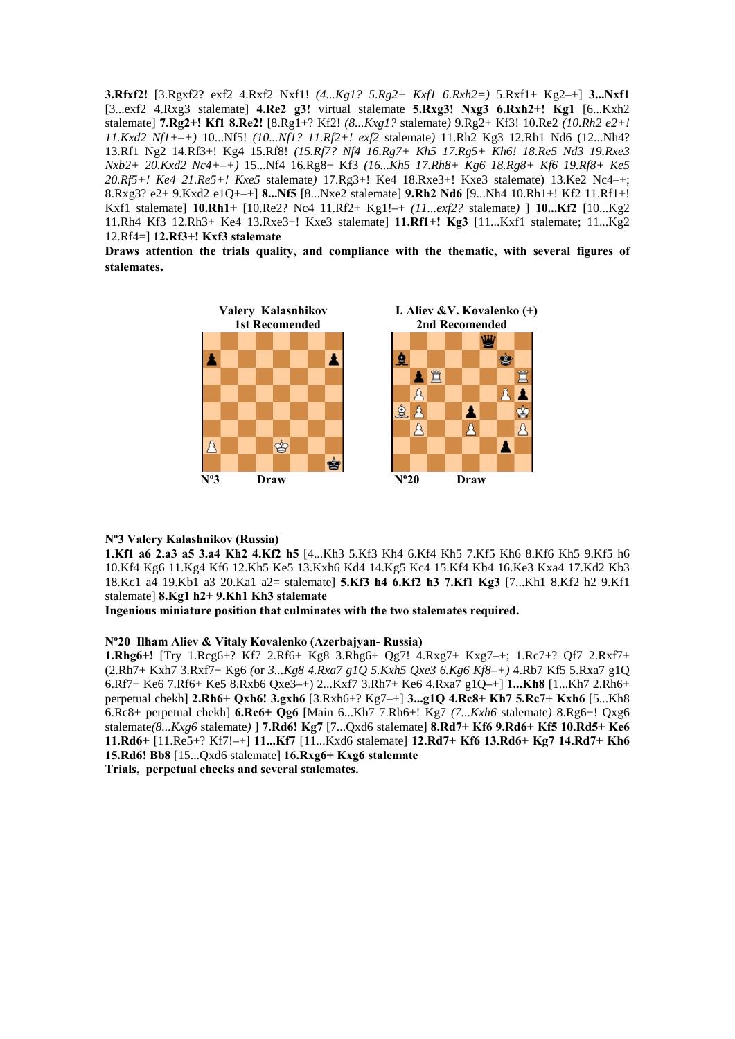**3.Rfxf2!** [3.Rgxf2? exf2 4.Rxf2 Nxf1! *(4...Kg1? 5.Rg2+ Kxf1 6.Rxh2=)* 5.Rxf1+ Kg2–+] **3...Nxf1** [3...exf2 4.Rxg3 stalemate] **4.Re2 g3!** virtual stalemate **5.Rxg3! Nxg3 6.Rxh2+! Kg1** [6...Kxh2 stalemate] **7.Rg2+! Kf1 8.Re2!** [8.Rg1+? Kf2! *(8...Kxg1? stalemate)* 9.Rg2+ Kf3! 10.Re2 *(10.Rh2 e2+! 11.Kxd2 Nf1+–+)* 10...Nf5! *(10...Nf1? 11.Rf2+! exf2* stalemate*)* 11.Rh2 Kg3 12.Rh1 Nd6 (12...Nh4? 13.Rf1 Ng2 14.Rf3+! Kg4 15.Rf8! *(15.Rf7? Nf4 16.Rg7+ Kh5 17.Rg5+ Kh6! 18.Re5 Nd3 19.Rxe3 Nxb2+ 20.Kxd2 Nc4+–+)* 15...Nf4 16.Rg8+ Kf3 *(16...Kh5 17.Rh8+ Kg6 18.Rg8+ Kf6 19.Rf8+ Ke5 20.Rf5+! Ke4 21.Re5+! Kxe5* stalemate*)* 17.Rg3+! Ke4 18.Rxe3+! Kxe3 stalemate) 13.Ke2 Nc4–+; 8.Rxg3? e2+ 9.Kxd2 e1Q+–+] **8...Nf5** [8...Nxe2 stalemate] **9.Rh2 Nd6** [9...Nh4 10.Rh1+! Kf2 11.Rf1+! Kxf1 stalemate] **10.Rh1+** [10.Re2? Nc4 11.Rf2+ Kg1!–+ *(11...exf2?* stalemate*)* ] **10...Kf2** [10...Kg2 11.Rh4 Kf3 12.Rh3+ Ke4 13.Rxe3+! Kxe3 stalemate] **11.Rf1+! Kg3** [11...Kxf1 stalemate; 11...Kg2 12.Rf4=] **12.Rf3+! Kxf3 stalemate**

**Draws attention the trials quality, and compliance with the thematic, with several figures of stalemates.**

**Valery Kalasnhikov**
**1st Recomended**

**Nº3 Draw**

**I. Aliev &V. Kovalenko (+)**
**2nd Recomended**

**Nº20 Draw**

**Nº3 Valery Kalashnikov (Russia)**

**1.Kf1 a6 2.a3 a5 3.a4 Kh2 4.Kf2 h5** [4...Kh3 5.Kf3 Kh4 6.Kf4 Kh5 7.Kf5 Kh6 8.Kf6 Kh5 9.Kf5 h6 10.Kf4 Kg6 11.Kg4 Kf6 12.Kh5 Ke5 13.Kxh6 Kd4 14.Kg5 Kc4 15.Kf4 Kb4 16.Ke3 Kxa4 17.Kd2 Kb3 18.Kc1 a4 19.Kb1 a3 20.Ka1 a2= stalemate] **5.Kf3 h4 6.Kf2 h3 7.Kf1 Kg3** [7...Kh1 8.Kf2 h2 9.Kf1 stalemate] **8.Kg1 h2+ 9.Kh1 Kh3 stalemate**

**Ingenious miniature position that culminates with the two stalemates required.**

**Nº20 Ilham Aliev & Vitaly Kovalenko (Azerbajyan- Russia)**

**1.Rhg6+!** [Try 1.Rcg6+? Kf7 2.Rf6+ Kg8 3.Rhg6+ Qg7! 4.Rxg7+ Kxg7–+; 1.Rc7+? Qf7 2.Rxf7+ (2.Rh7+ Kxh7 3.Rxf7+ Kg6 *(or 3...Kg8 4.Rxa7 g1Q 5.Kxh5 Qxe3 6.Kg6 Kf8–+)* 4.Rb7 Kf5 5.Rxa7 g1Q 6.Rf7+ Ke6 7.Rf6+ Ke5 8.Rxb6 Qxe3–+) 2...Kxf7 3.Rh7+ Ke6 4.Rxa7 g1Q–+] **1...Kh8** [1...Kh7 2.Rh6+ perpetual chekh] **2.Rh6+ Qxh6! 3.gxh6** [3.Rxh6+? Kg7–+] **3...g1Q 4.Rc8+ Kh7 5.Rc7+ Kxh6** [5...Kh8 6.Rc8+ perpetual chekh] **6.Rc6+ Qg6** [Main 6...Kh7 7.Rh6+! Kg7 *(7...Kxh6* stalemate*)* 8.Rg6+! Qxg6 stalemate*(8...Kxg6* stalemate*)* ] **7.Rd6! Kg7** [7...Qxd6 stalemate] **8.Rd7+ Kf6 9.Rd6+ Kf5 10.Rd5+ Ke6 11.Rd6+** [11.Re5+? Kf7!–+] **11...Kf7** [11...Kxd6 stalemate] **12.Rd7+ Kf6 13.Rd6+ Kg7 14.Rd7+ Kh6 15.Rd6! Bb8** [15...Qxd6 stalemate] **16.Rxg6+ Kxg6 stalemate**

**Trials, perpetual checks and several stalemates.**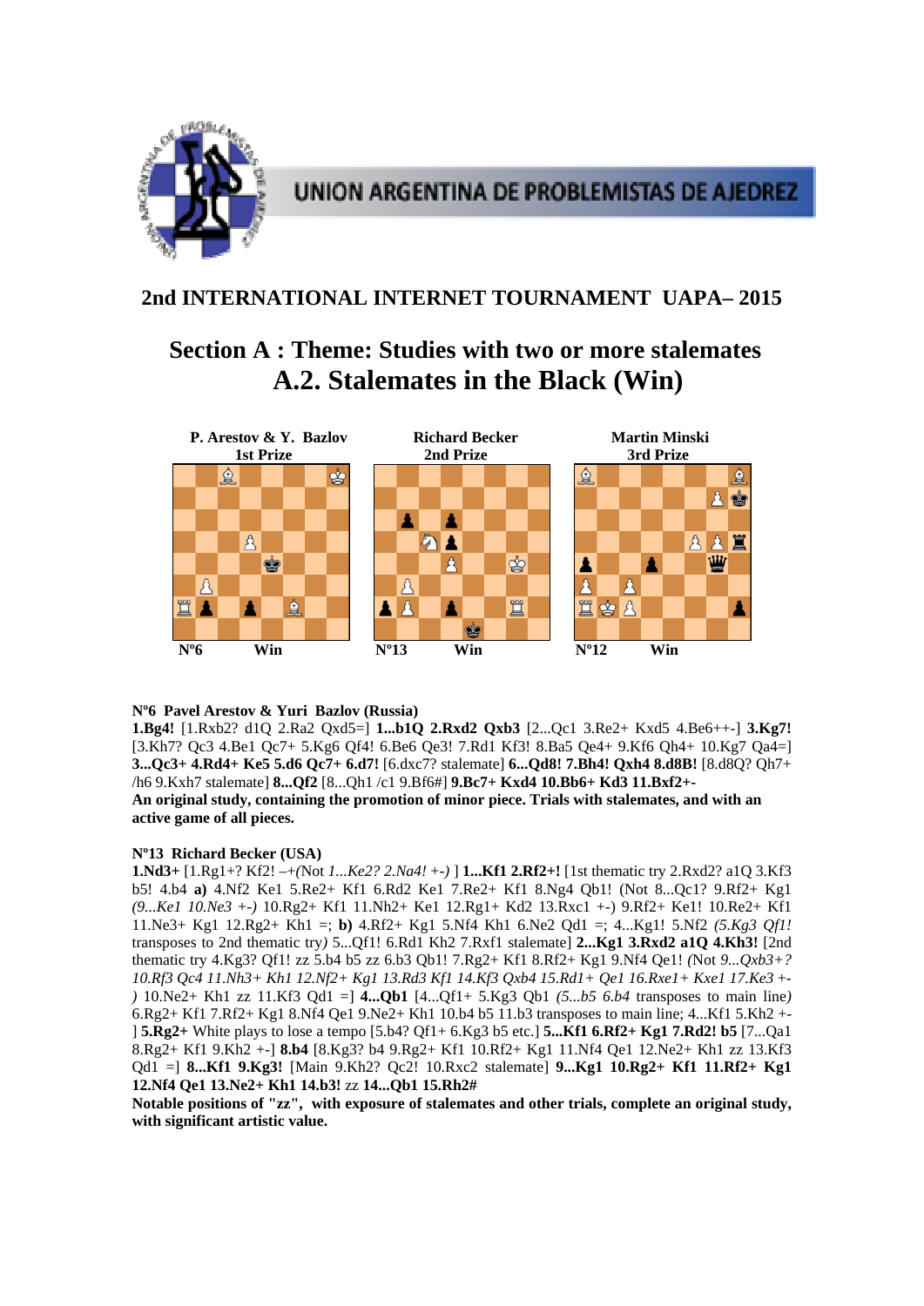UNION ARGENTINA DE PROBLEMISTAS DE AJEDREZ

## 2nd INTERNATIONAL INTERNET TOURNAMENT UAPA– 2015

# Section A : Theme: Studies with two or more stalemates
# A.2. Stalemates in the Black (Win)

| P. Arestov & Y. Bazlov 1st Prize | Richard Becker 2nd Prize | Martin Minski 3rd Prize |
|---|---|---|
| Nº6 Win | Nº13 Win | Nº12 Win |

**Nº6 Pavel Arestov & Yuri Bazlov (Russia)**

**1.Bg4!** [1.Rxb2? d1Q 2.Ra2 Qxd5=] **1...b1Q 2.Rxd2 Qxb3** [2...Qc1 3.Re2+ Kxd5 4.Be6++-] **3.Kg7!** [3.Kh7? Qc3 4.Be1 Qc7+ 5.Kg6 Qf4! 6.Be6 Qe3! 7.Rd1 Kf3! 8.Ba5 Qe4+ 9.Kf6 Qh4+ 10.Kg7 Qa4=] **3...Qc3+ 4.Rd4+ Ke5 5.d6 Qc7+ 6.d7!** [6.dxc7? stalemate] **6...Qd8! 7.Bh4! Qxh4 8.d8B!** [8.d8Q? Qh7+ /h6 9.Kxh7 stalemate] **8...Qf2** [8...Qh1 /c1 9.Bf6#] **9.Bc7+ Kxd4 10.Bb6+ Kd3 11.Bxf2+-**

**An original study, containing the promotion of minor piece. Trials with stalemates, and with an active game of all pieces.**

**Nº13 Richard Becker (USA)**

**1.Nd3+** [1.Rg1+? Kf2! –+(Not *1...Ke2? 2.Na4! +-)* ] **1...Kf1 2.Rf2+!** [1st thematic try 2.Rxd2? a1Q 3.Kf3 b5! 4.b4 **a)** 4.Nf2 Ke1 5.Re2+ Kf1 6.Rd2 Ke1 7.Re2+ Kf1 8.Ng4 Qb1! (Not 8...Qc1? 9.Rf2+ Kg1 *(9...Ke1 10.Ne3 +-)* 10.Rg2+ Kf1 11.Nh2+ Ke1 12.Rg1+ Kd2 13.Rxc1 +-) 9.Rf2+ Ke1! 10.Re2+ Kf1 11.Ne3+ Kg1 12.Rg2+ Kh1 =; **b)** 4.Rf2+ Kg1 5.Nf4 Kh1 6.Ne2 Qd1 =; 4...Kg1! 5.Nf2 *(5.Kg3 Qf1!* transposes to 2nd thematic try*)* 5...Qf1! 6.Rd1 Kh2 7.Rxf1 stalemate] **2...Kg1 3.Rxd2 a1Q 4.Kh3!** [2nd thematic try 4.Kg3? Qf1! zz 5.b4 b5 zz 6.b3 Qb1! 7.Rg2+ Kf1 8.Rf2+ Kg1 9.Nf4 Qe1! *(*Not *9...Qxb3+? 10.Rf3 Qc4 11.Nh3+ Kh1 12.Nf2+ Kg1 13.Rd3 Kf1 14.Kf3 Qxb4 15.Rd1+ Qe1 16.Rxe1+ Kxe1 17.Ke3 +-)* 10.Ne2+ Kh1 zz 11.Kf3 Qd1 =] **4...Qb1** [4...Qf1+ 5.Kg3 Qb1 *(5...b5 6.b4* transposes to main line*)* 6.Rg2+ Kf1 7.Rf2+ Kg1 8.Nf4 Qe1 9.Ne2+ Kh1 10.b4 b5 11.b3 transposes to main line; 4...Kf1 5.Kh2 +- ] **5.Rg2+** White plays to lose a tempo [5.b4? Qf1+ 6.Kg3 b5 etc.] **5...Kf1 6.Rf2+ Kg1 7.Rd2! b5** [7...Qa1 8.Rg2+ Kf1 9.Kh2 +-] **8.b4** [8.Kg3? b4 9.Rg2+ Kf1 10.Rf2+ Kg1 11.Nf4 Qe1 12.Ne2+ Kh1 zz 13.Kf3 Qd1 =] **8...Kf1 9.Kg3!** [Main 9.Kh2? Qc2! 10.Rxc2 stalemate] **9...Kg1 10.Rg2+ Kf1 11.Rf2+ Kg1 12.Nf4 Qe1 13.Ne2+ Kh1 14.b3!** zz **14...Qb1 15.Rh2#**

**Notable positions of "zz", with exposure of stalemates and other trials, complete an original study, with significant artistic value.**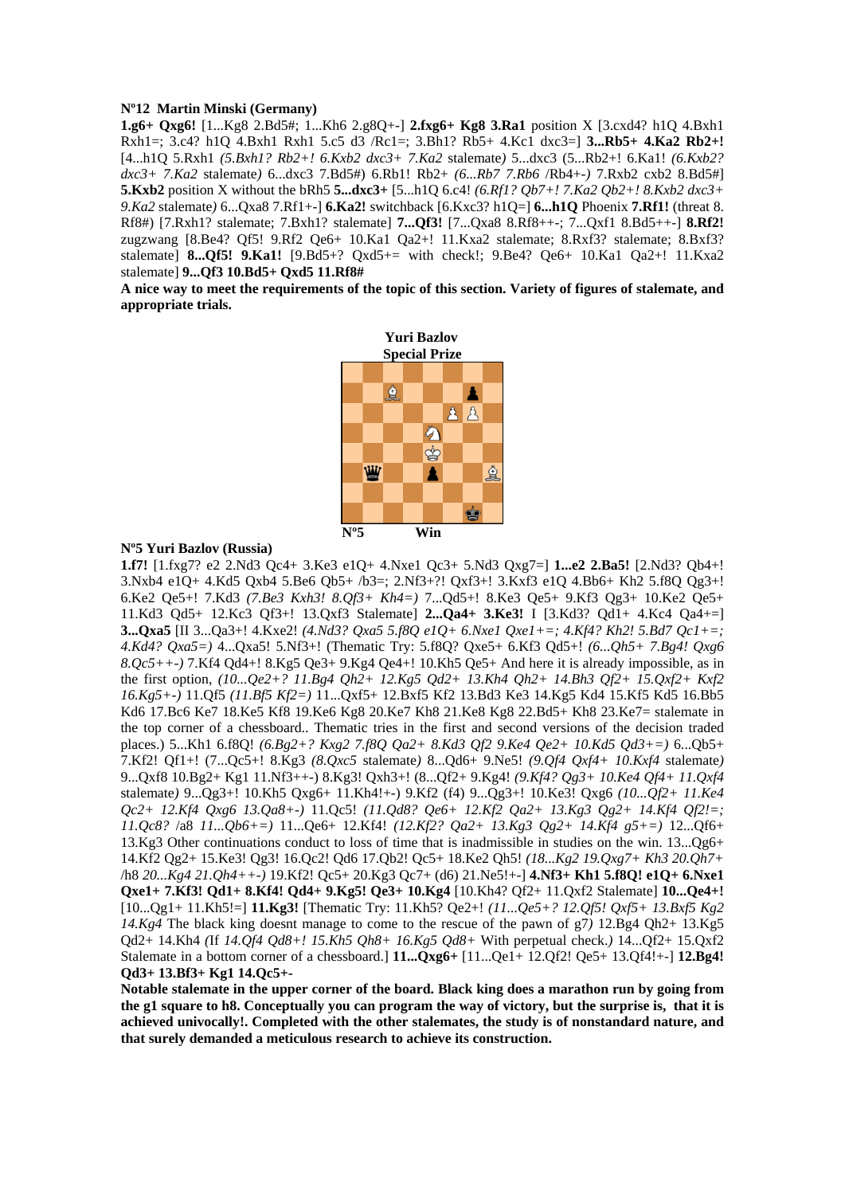**Nº12 Martin Minski (Germany)**

**1.g6+ Qxg6!** [1...Kg8 2.Bd5#; 1...Kh6 2.g8Q+-] **2.fxg6+ Kg8 3.Ra1** position X [3.cxd4? h1Q 4.Bxh1 Rxh1=; 3.c4? h1Q 4.Bxh1 Rxh1 5.c5 d3 /Rc1=; 3.Bh1? Rb5+ 4.Kc1 dxc3=] **3...Rb5+ 4.Ka2 Rb2+!** [4...h1Q 5.Rxh1 *(5.Bxh1? Rb2+! 6.Kxb2 dxc3+ 7.Ka2* stalemate*)* 5...dxc3 (5...Rb2+! 6.Ka1! *(6.Kxb2? dxc3+ 7.Ka2* stalemate*)* 6...dxc3 7.Bd5#) 6.Rb1! Rb2+ *(6...Rb7 7.Rb6* /Rb4+-*)* 7.Rxb2 cxb2 8.Bd5#] **5.Kxb2** position X without the bRh5 **5...dxc3+** [5...h1Q 6.c4! *(6.Rf1? Qb7+! 7.Ka2 Qb2+! 8.Kxb2 dxc3+ 9.Ka2* stalemate*)* 6...Qxa8 7.Rf1+-] **6.Ka2!** switchback [6.Kxc3? h1Q=] **6...h1Q** Phoenix **7.Rf1!** (threat 8. Rf8#) [7.Rxh1? stalemate; 7.Bxh1? stalemate] **7...Qf3!** [7...Qxa8 8.Rf8++-; 7...Qxf1 8.Bd5++-] **8.Rf2!** zugzwang [8.Be4? Qf5! 9.Rf2 Qe6+ 10.Ka1 Qa2+! 11.Kxa2 stalemate; 8.Rxf3? stalemate; 8.Bxf3? stalemate] **8...Qf5! 9.Ka1!** [9.Bd5+? Qxd5+= with check!; 9.Be4? Qe6+ 10.Ka1 Qa2+! 11.Kxa2 stalemate] **9...Qf3 10.Bd5+ Qxd5 11.Rf8#**

**A nice way to meet the requirements of the topic of this section. Variety of figures of stalemate, and appropriate trials.**

**Yuri Bazlov**
**Special Prize**

**Nº5** **Win**

**Nº5 Yuri Bazlov (Russia)**

**1.f7!** [1.fxg7? e2 2.Nd3 Qc4+ 3.Ke3 e1Q+ 4.Nxe1 Qc3+ 5.Nd3 Qxg7=] **1...e2 2.Ba5!** [2.Nd3? Qb4+! 3.Nxb4 e1Q+ 4.Kd5 Qxb4 5.Be6 Qb5+ /b3=; 2.Nf3+?! Qxf3+! 3.Kxf3 e1Q 4.Bb6+ Kh2 5.f8Q Qg3+! 6.Ke2 Qe5+! 7.Kd3 *(7.Be3 Kxh3! 8.Qf3+ Kh4=)* 7...Qd5+! 8.Ke3 Qe5+ 9.Kf3 Qg3+ 10.Ke2 Qe5+ 11.Kd3 Qd5+ 12.Kc3 Qf3+! 13.Qxf3 Stalemate] **2...Qa4+ 3.Ke3!** I [3.Kd3? Qd1+ 4.Kc4 Qa4+=] **3...Qxa5** [II 3...Qa3+! 4.Kxe2! *(4.Nd3? Qxa5 5.f8Q e1Q+ 6.Nxe1 Qxe1+=; 4.Kf4? Kh2! 5.Bd7 Qc1+=; 4.Kd4? Qxa5=)* 4...Qxa5! 5.Nf3+! (Thematic Try: 5.f8Q? Qxe5+ 6.Kf3 Qd5+! *(6...Qh5+ 7.Bg4! Qxg6 8.Qc5++-)* 7.Kf4 Qd4+! 8.Kg5 Qe3+ 9.Kg4 Qe4+! 10.Kh5 Qe5+ And here it is already impossible, as in the first option, *(10...Qe2+? 11.Bg4 Qh2+ 12.Kg5 Qd2+ 13.Kh4 Qh2+ 14.Bh3 Qf2+ 15.Qxf2+ Kxf2 16.Kg5+-)* 11.Qf5 *(11.Bf5 Kf2=)* 11...Qxf5+ 12.Bxf5 Kf2 13.Bd3 Ke3 14.Kg5 Kd4 15.Kf5 Kd5 16.Bb5 Kd6 17.Bc6 Ke7 18.Ke5 Kf8 19.Ke6 Kg8 20.Ke7 Kh8 21.Ke8 Kg8 22.Bd5+ Kh8 23.Ke7= stalemate in the top corner of a chessboard.. Thematic tries in the first and second versions of the decision traded places.) 5...Kh1 6.f8Q! *(6.Bg2+? Kxg2 7.f8Q Qa2+ 8.Kd3 Qf2 9.Ke4 Qe2+ 10.Kd5 Qd3+=)* 6...Qb5+ 7.Kf2! Qf1+! (7...Qc5+! 8.Kg3 *(8.Qxc5* stalemate*)* 8...Qd6+ 9.Ne5! *(9.Qf4 Qxf4+ 10.Kxf4* stalemate*)* 9...Qxf8 10.Bg2+ Kg1 11.Nf3++-) 8.Kg3! Qxh3+! (8...Qf2+ 9.Kg4! *(9.Kf4? Qg3+ 10.Ke4 Qf4+ 11.Qxf4* stalemate*)* 9...Qg3+! 10.Kh5 Qxg6+ 11.Kh4!+-) 9.Kf2 (f4) 9...Qg3+! 10.Ke3! Qxg6 *(10...Qf2+ 11.Ke4 Qc2+ 12.Kf4 Qxg6 13.Qa8+-)* 11.Qc5! *(11.Qd8? Qe6+ 12.Kf2 Qa2+ 13.Kg3 Qg2+ 14.Kf4 Qf2!=; 11.Qc8?* /a8 *11...Qb6+=)* 11...Qe6+ 12.Kf4! *(12.Kf2? Qa2+ 13.Kg3 Qg2+ 14.Kf4 g5+=)* 12...Qf6+ 13.Kg3 Other continuations conduct to loss of time that is inadmissible in studies on the win. 13...Qg6+ 14.Kf2 Qg2+ 15.Ke3! Qg3! 16.Qc2! Qd6 17.Qb2! Qc5+ 18.Ke2 Qh5! *(18...Kg2 19.Qxg7+ Kh3 20.Qh7+* /h8 *20...Kg4 21.Qh4++-)* 19.Kf2! Qc5+ 20.Kg3 Qc7+ (d6) 21.Ne5!+-] **4.Nf3+ Kh1 5.f8Q! e1Q+ 6.Nxe1 Qxe1+ 7.Kf3! Qd1+ 8.Kf4! Qd4+ 9.Kg5! Qe3+ 10.Kg4** [10.Kh4? Qf2+ 11.Qxf2 Stalemate] **10...Qe4+!** [10...Qg1+ 11.Kh5!=] **11.Kg3!** [Thematic Try: 11.Kh5? Qe2+! *(11...Qe5+? 12.Qf5! Qxf5+ 13.Bxf5 Kg2 14.Kg4* The black king doesnt manage to come to the rescue of the pawn of g7*)* 12.Bg4 Qh2+ 13.Kg5 Qd2+ 14.Kh4 *(*If *14.Qf4 Qd8+! 15.Kh5 Qh8+ 16.Kg5 Qd8+* With perpetual check.*)* 14...Qf2+ 15.Qxf2 Stalemate in a bottom corner of a chessboard.] **11...Qxg6+** [11...Qe1+ 12.Qf2! Qe5+ 13.Qf4!+-] **12.Bg4! Qd3+ 13.Bf3+ Kg1 14.Qc5+-**

**Notable stalemate in the upper corner of the board. Black king does a marathon run by going from the g1 square to h8. Conceptually you can program the way of victory, but the surprise is, that it is achieved univocally!. Completed with the other stalemates, the study is of nonstandard nature, and that surely demanded a meticulous research to achieve its construction.**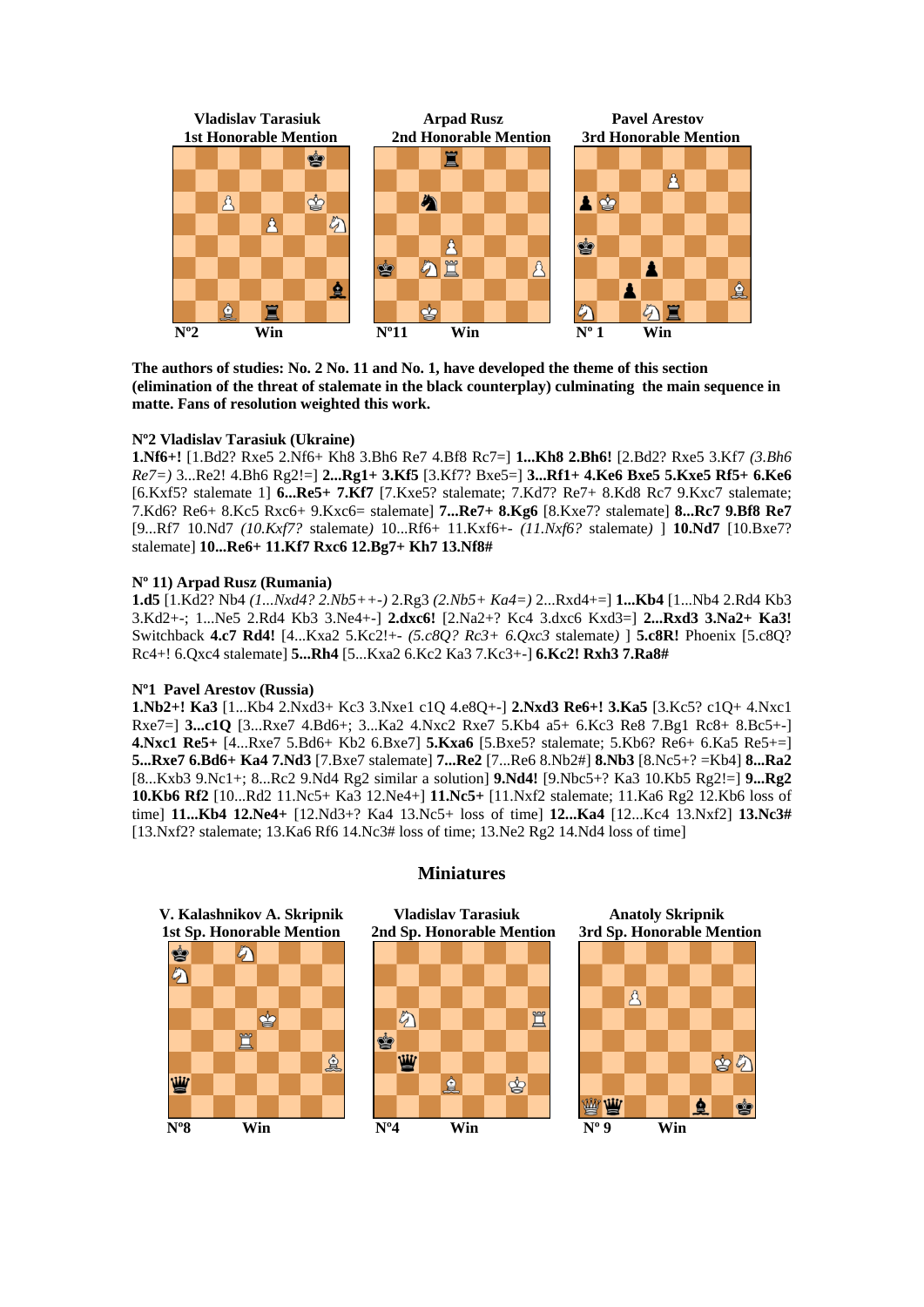**Vladislav Tarasiuk**
**1st Honorable Mention**

Nº2 Win

**Arpad Rusz**
**2nd Honorable Mention**

Nº11 Win

**Pavel Arestov**
**3rd Honorable Mention**

Nº 1 Win

**The authors of studies: No. 2 No. 11 and No. 1, have developed the theme of this section (elimination of the threat of stalemate in the black counterplay) culminating the main sequence in matte. Fans of resolution weighted this work.**

**Nº2 Vladislav Tarasiuk (Ukraine)**

**1.Nf6+!** [1.Bd2? Rxe5 2.Nf6+ Kh8 3.Bh6 Re7 4.Bf8 Rc7=] **1...Kh8 2.Bh6!** [2.Bd2? Rxe5 3.Kf7 *(3.Bh6 Re7=)* 3...Re2! 4.Bh6 Rg2!=] **2...Rg1+ 3.Kf5** [3.Kf7? Bxe5=] **3...Rf1+ 4.Ke6 Bxe5 5.Kxe5 Rf5+ 6.Ke6** [6.Kxf5? stalemate 1] **6...Re5+ 7.Kf7** [7.Kxe5? stalemate; 7.Kd7? Re7+ 8.Kd8 Rc7 9.Kxc7 stalemate; 7.Kd6? Re6+ 8.Kc5 Rxc6+ 9.Kxc6= stalemate] **7...Re7+ 8.Kg6** [8.Kxe7? stalemate] **8...Rc7 9.Bf8 Re7** [9...Rf7 10.Nd7 *(10.Kxf7?* stalemate*)* 10...Rf6+ 11.Kxf6+- *(11.Nxf6?* stalemate*)* ] **10.Nd7** [10.Bxe7? stalemate] **10...Re6+ 11.Kf7 Rxc6 12.Bg7+ Kh7 13.Nf8#**

**Nº 11) Arpad Rusz (Rumania)**

**1.d5** [1.Kd2? Nb4 *(1...Nxd4? 2.Nb5++-)* 2.Rg3 *(2.Nb5+ Ka4=)* 2...Rxd4+=] **1...Kb4** [1...Nb4 2.Rd4 Kb3 3.Kd2+-; 1...Ne5 2.Rd4 Kb3 3.Ne4+-] **2.dxc6!** [2.Na2+? Kc4 3.dxc6 Kxd3=] **2...Rxd3 3.Na2+ Ka3!** Switchback **4.c7 Rd4!** [4...Kxa2 5.Kc2!+- *(5.c8Q? Rc3+ 6.Qxc3* stalemate*)* ] **5.c8R!** Phoenix [5.c8Q? Rc4+! 6.Qxc4 stalemate] **5...Rh4** [5...Kxa2 6.Kc2 Ka3 7.Kc3+-] **6.Kc2! Rxh3 7.Ra8#**

**Nº1 Pavel Arestov (Russia)**

**1.Nb2+! Ka3** [1...Kb4 2.Nxd3+ Kc3 3.Nxe1 c1Q 4.e8Q+-] **2.Nxd3 Re6+! 3.Ka5** [3.Kc5? c1Q+ 4.Nxc1 Rxe7=] **3...c1Q** [3...Rxe7 4.Bd6+; 3...Ka2 4.Nxc2 Rxe7 5.Kb4 a5+ 6.Kc3 Re8 7.Bg1 Rc8+ 8.Bc5+-] **4.Nxc1 Re5+** [4...Rxe7 5.Bd6+ Kb2 6.Bxe7] **5.Kxa6** [5.Bxe5? stalemate; 5.Kb6? Re6+ 6.Ka5 Re5+=] **5...Rxe7 6.Bd6+ Ka4 7.Nd3** [7.Bxe7 stalemate] **7...Re2** [7...Re6 8.Nb2#] **8.Nb3** [8.Nc5+? =Kb4] **8...Ra2** [8...Kxb3 9.Nc1+; 8...Rc2 9.Nd4 Rg2 similar a solution] **9.Nd4!** [9.Nbc5+? Ka3 10.Kb5 Rg2!=] **9...Rg2 10.Kb6 Rf2** [10...Rd2 11.Nc5+ Ka3 12.Ne4+] **11.Nc5+** [11.Nxf2 stalemate; 11.Ka6 Rg2 12.Kb6 loss of time] **11...Kb4 12.Ne4+** [12.Nd3+? Ka4 13.Nc5+ loss of time] **12...Ka4** [12...Kc4 13.Nxf2] **13.Nc3#** [13.Nxf2? stalemate; 13.Ka6 Rf6 14.Nc3# loss of time; 13.Ne2 Rg2 14.Nd4 loss of time]

## Miniatures

**V. Kalashnikov A. Skripnik**
**1st Sp. Honorable Mention**

Nº8 Win

**Vladislav Tarasiuk**
**2nd Sp. Honorable Mention**

Nº4 Win

**Anatoly Skripnik**
**3rd Sp. Honorable Mention**

Nº 9 Win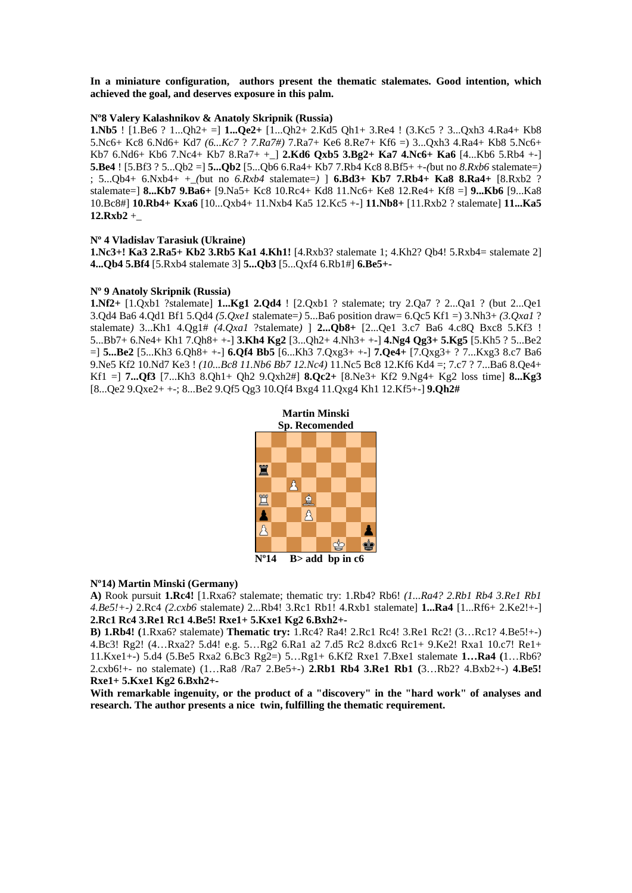**In a miniature configuration, authors present the thematic stalemates. Good intention, which achieved the goal, and deserves exposure in this palm.**

**Nº8 Valery Kalashnikov & Anatoly Skripnik (Russia)**

**1.Nb5** ! [1.Be6 ? 1...Qh2+ =] **1...Qe2+** [1...Qh2+ 2.Kd5 Qh1+ 3.Re4 ! (3.Kc5 ? 3...Qxh3 4.Ra4+ Kb8 5.Nc6+ Kc8 6.Nd6+ Kd7 *(6...Kc7 ? 7.Ra7#)* 7.Ra7+ Ke6 8.Re7+ Kf6 =) 3...Qxh3 4.Ra4+ Kb8 5.Nc6+ Kb7 6.Nd6+ Kb6 7.Nc4+ Kb7 8.Ra7+ +_] **2.Kd6 Qxb5 3.Bg2+ Ka7 4.Nc6+ Ka6** [4...Kb6 5.Rb4 +-] **5.Be4** ! [5.Bf3 ? 5...Qb2 =] **5...Qb2** [5...Qb6 6.Ra4+ Kb7 7.Rb4 Kc8 8.Bf5+ +-*(*but no *8.Rxb6* stalemate=*)* ; 5...Qb4+ 6.Nxb4+ +_*(*but no *6.Rxb4* stalemate=*)* ] **6.Bd3+ Kb7 7.Rb4+ Ka8 8.Ra4+** [8.Rxb2 ? stalemate=] **8...Kb7 9.Ba6+** [9.Na5+ Kc8 10.Rc4+ Kd8 11.Nc6+ Ke8 12.Re4+ Kf8 =] **9...Kb6** [9...Ka8 10.Bc8#] **10.Rb4+ Kxa6** [10...Qxb4+ 11.Nxb4 Ka5 12.Kc5 +-] **11.Nb8+** [11.Rxb2 ? stalemate] **11...Ka5 12.Rxb2** +_

**Nº 4 Vladislav Tarasiuk (Ukraine)**

**1.Nc3+! Ka3 2.Ra5+ Kb2 3.Rb5 Ka1 4.Kh1!** [4.Rxb3? stalemate 1; 4.Kh2? Qb4! 5.Rxb4= stalemate 2] **4...Qb4 5.Bf4** [5.Rxb4 stalemate 3] **5...Qb3** [5...Qxf4 6.Rb1#] **6.Be5+-**

**Nº 9 Anatoly Skripnik (Russia)**

**1.Nf2+** [1.Qxb1 ?stalemate] **1...Kg1 2.Qd4** ! [2.Qxb1 ? stalemate; try 2.Qa7 ? 2...Qa1 ? (but 2...Qe1 3.Qd4 Ba6 4.Qd1 Bf1 5.Qd4 *(5.Qxe1* stalemate=*)* 5...Ba6 position draw= 6.Qc5 Kf1 =) 3.Nh3+ *(3.Qxa1* ? stalemate*)* 3...Kh1 4.Qg1# *(4.Qxa1* ?stalemate*)* ] **2...Qb8+** [2...Qe1 3.c7 Ba6 4.c8Q Bxc8 5.Kf3 ! 5...Bb7+ 6.Ne4+ Kh1 7.Qh8+ +-] **3.Kh4 Kg2** [3...Qh2+ 4.Nh3+ +-] **4.Ng4 Qg3+ 5.Kg5** [5.Kh5 ? 5...Be2 =] **5...Be2** [5...Kh3 6.Qh8+ +-] **6.Qf4 Bb5** [6...Kh3 7.Qxg3+ +-] **7.Qe4+** [7.Qxg3+ ? 7...Kxg3 8.c7 Ba6 9.Ne5 Kf2 10.Nd7 Ke3 ! *(10...Bc8 11.Nb6 Bb7 12.Nc4)* 11.Nc5 Bc8 12.Kf6 Kd4 =; 7.c7 ? 7...Ba6 8.Qe4+ Kf1 =] **7...Qf3** [7...Kh3 8.Qh1+ Qh2 9.Qxh2#] **8.Qc2+** [8.Ne3+ Kf2 9.Ng4+ Kg2 loss time] **8...Kg3** [8...Qe2 9.Qxe2+ +-; 8...Be2 9.Qf5 Qg3 10.Qf4 Bxg4 11.Qxg4 Kh1 12.Kf5+-] **9.Qh2#**

**Martin Minski**
**Sp. Recomended**

**Nº14 B> add bp in c6**

**Nº14) Martin Minski (Germany)**

**A)** Rook pursuit **1.Rc4!** [1.Rxa6? stalemate; thematic try: 1.Rb4? Rb6! *(1...Ra4? 2.Rb1 Rb4 3.Re1 Rb1 4.Be5!+-)* 2.Rc4 *(2.cxb6* stalemate*)* 2...Rb4! 3.Rc1 Rb1! 4.Rxb1 stalemate] **1...Ra4** [1...Rf6+ 2.Ke2!+-] **2.Rc1 Rc4 3.Re1 Rc1 4.Be5! Rxe1+ 5.Kxe1 Kg2 6.Bxh2+-**

**B) 1.Rb4! (**1.Rxa6? stalemate) **Thematic try:** 1.Rc4? Ra4! 2.Rc1 Rc4! 3.Re1 Rc2! (3…Rc1? 4.Be5!+-) 4.Bc3! Rg2! (4…Rxa2? 5.d4! e.g. 5…Rg2 6.Ra1 a2 7.d5 Rc2 8.dxc6 Rc1+ 9.Ke2! Rxa1 10.c7! Re1+ 11.Kxe1+-) 5.d4 (5.Be5 Rxa2 6.Bc3 Rg2=) 5…Rg1+ 6.Kf2 Rxe1 7.Bxe1 stalemate **1…Ra4 (**1…Rb6? 2.cxb6!+- no stalemate) (1…Ra8 /Ra7 2.Be5+-) **2.Rb1 Rb4 3.Re1 Rb1 (**3…Rb2? 4.Bxb2+-) **4.Be5! Rxe1+ 5.Kxe1 Kg2 6.Bxh2+-**

**With remarkable ingenuity, or the product of a "discovery" in the "hard work" of analyses and research. The author presents a nice twin, fulfilling the thematic requirement.**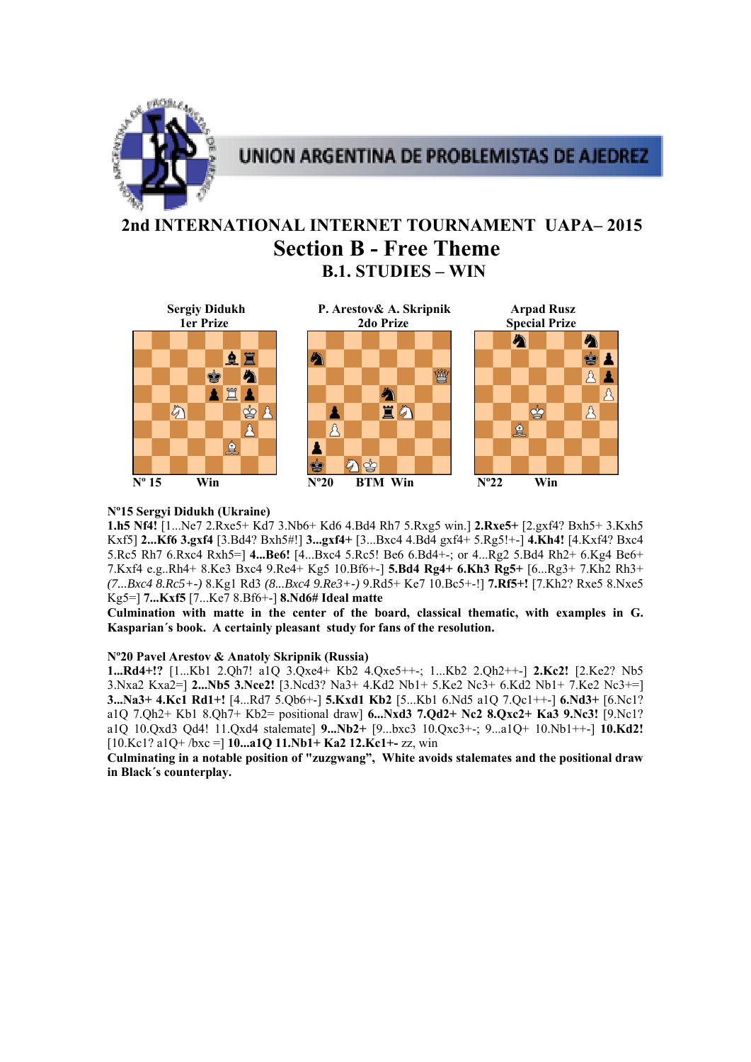UNION ARGENTINA DE PROBLEMISTAS DE AJEDREZ

# 2nd INTERNATIONAL INTERNET TOURNAMENT UAPA– 2015

## Section B - Free Theme

### B.1. STUDIES – WIN

| Sergiy Didukh<br>1er Prize | P. Arestov& A. Skripnik<br>2do Prize | Arpad Rusz<br>Special Prize |
|---|---|---|
| Nº 15 Win | Nº20 BTM Win | Nº22 Win |

**Nº15 Sergyi Didukh (Ukraine)**

**1.h5 Nf4!** [1...Ne7 2.Rxe5+ Kd7 3.Nb6+ Kd6 4.Bd4 Rh7 5.Rxg5 win.] **2.Rxe5+** [2.gxf4? Bxh5+ 3.Kxh5 Kxf5] **2...Kf6 3.gxf4** [3.Bd4? Bxh5#!] **3...gxf4+** [3...Bxc4 4.Bd4 gxf4+ 5.Rg5!+-] **4.Kh4!** [4.Kxf4? Bxc4 5.Rc5 Rh7 6.Rxc4 Rxh5=] **4...Be6!** [4...Bxc4 5.Rc5! Be6 6.Bd4+-; or 4...Rg2 5.Bd4 Rh2+ 6.Kg4 Be6+ 7.Kxf4 e.g..Rh4+ 8.Ke3 Bxc4 9.Re4+ Kg5 10.Bf6+-] **5.Bd4 Rg4+ 6.Kh3 Rg5+** [6...Rg3+ 7.Kh2 Rh3+ *(7...Bxc4 8.Rc5+-)* 8.Kg1 Rd3 *(8...Bxc4 9.Re3+-)* 9.Rd5+ Ke7 10.Bc5+-!] **7.Rf5+!** [7.Kh2? Rxe5 8.Nxe5 Kg5=] **7...Kxf5** [7...Ke7 8.Bf6+-] **8.Nd6# Ideal matte**

**Culmination with matte in the center of the board, classical thematic, with examples in G. Kasparian´s book. A certainly pleasant study for fans of the resolution.**

**Nº20 Pavel Arestov & Anatoly Skripnik (Russia)**

**1...Rd4+!?** [1...Kb1 2.Qh7! a1Q 3.Qxe4+ Kb2 4.Qxe5++-; 1...Kb2 2.Qh2++-] **2.Kc2!** [2.Ke2? Nb5 3.Nxa2 Kxa2=] **2...Nb5 3.Nce2!** [3.Ncd3? Na3+ 4.Kd2 Nb1+ 5.Ke2 Nc3+ 6.Kd2 Nb1+ 7.Ke2 Nc3+=] **3...Na3+ 4.Kc1 Rd1+!** [4...Rd7 5.Qb6+-] **5.Kxd1 Kb2** [5...Kb1 6.Nd5 a1Q 7.Qc1++-] **6.Nd3+** [6.Nc1? a1Q 7.Qh2+ Kb1 8.Qh7+ Kb2= positional draw] **6...Nxd3 7.Qd2+ Nc2 8.Qxc2+ Ka3 9.Nc3!** [9.Nc1? a1Q 10.Qxd3 Qd4! 11.Qxd4 stalemate] **9...Nb2+** [9...bxc3 10.Qxc3+-; 9...a1Q+ 10.Nb1++-] **10.Kd2!** [10.Kc1? a1Q+ /bxc =] **10...a1Q 11.Nb1+ Ka2 12.Kc1+-** zz, win

**Culminating in a notable position of "zugzwang", White avoids stalemates and the positional draw in Black´s counterplay.**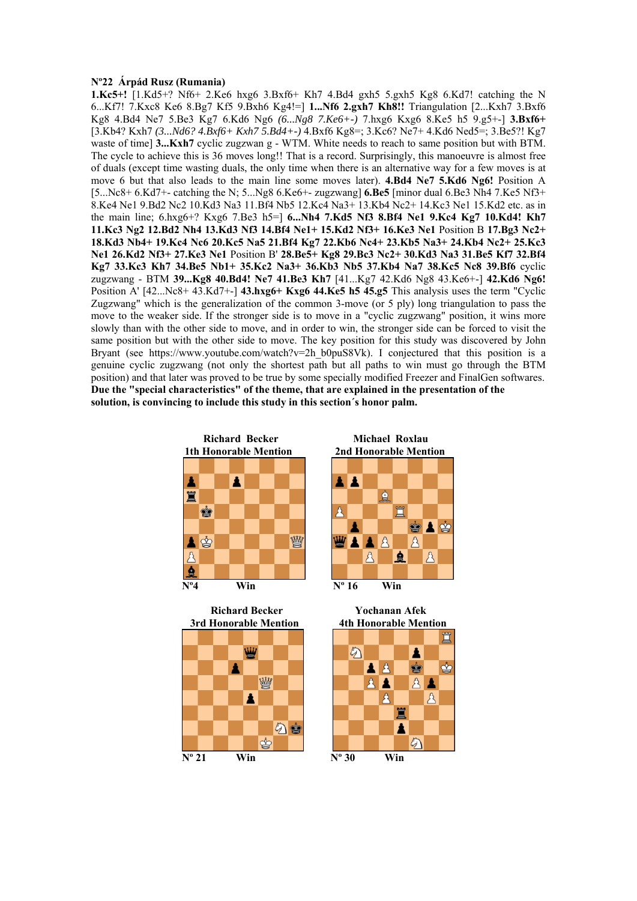**Nº22 Árpád Rusz (Rumania)**

**1.Kc5+!** [1.Kd5+? Nf6+ 2.Ke6 hxg6 3.Bxf6+ Kh7 4.Bd4 gxh5 5.gxh5 Kg8 6.Kd7! catching the N 6...Kf7! 7.Kxc8 Ke6 8.Bg7 Kf5 9.Bxh6 Kg4!=] **1...Nf6 2.gxh7 Kh8!!** Triangulation [2...Kxh7 3.Bxf6 Kg8 4.Bd4 Ne7 5.Be3 Kg7 6.Kd6 Ng6 *(6...Ng8 7.Ke6+-)* 7.hxg6 Kxg6 8.Ke5 h5 9.g5+-] **3.Bxf6+** [3.Kb4? Kxh7 *(3...Nd6? 4.Bxf6+ Kxh7 5.Bd4+-)* 4.Bxf6 Kg8=; 3.Kc6? Ne7+ 4.Kd6 Ned5=; 3.Be5?! Kg7 waste of time] **3...Kxh7** cyclic zugzwan g - WTM. White needs to reach to same position but with BTM. The cycle to achieve this is 36 moves long!! That is a record. Surprisingly, this manoeuvre is almost free of duals (except time wasting duals, the only time when there is an alternative way for a few moves is at move 6 but that also leads to the main line some moves later). **4.Bd4 Ne7 5.Kd6 Ng6!** Position A [5...Nc8+ 6.Kd7+- catching the N; 5...Ng8 6.Ke6+- zugzwang] **6.Be5** [minor dual 6.Be3 Nh4 7.Ke5 Nf3+ 8.Ke4 Ne1 9.Bd2 Nc2 10.Kd3 Na3 11.Bf4 Nb5 12.Kc4 Na3+ 13.Kb4 Nc2+ 14.Kc3 Ne1 15.Kd2 etc. as in the main line; 6.hxg6+? Kxg6 7.Be3 h5=] **6...Nh4 7.Kd5 Nf3 8.Bf4 Ne1 9.Kc4 Kg7 10.Kd4! Kh7 11.Kc3 Ng2 12.Bd2 Nh4 13.Kd3 Nf3 14.Bf4 Ne1+ 15.Kd2 Nf3+ 16.Ke3 Ne1** Position B **17.Bg3 Nc2+ 18.Kd3 Nb4+ 19.Kc4 Nc6 20.Kc5 Na5 21.Bf4 Kg7 22.Kb6 Nc4+ 23.Kb5 Na3+ 24.Kb4 Nc2+ 25.Kc3 Ne1 26.Kd2 Nf3+ 27.Ke3 Ne1** Position B' **28.Be5+ Kg8 29.Bc3 Nc2+ 30.Kd3 Na3 31.Be5 Kf7 32.Bf4 Kg7 33.Kc3 Kh7 34.Be5 Nb1+ 35.Kc2 Na3+ 36.Kb3 Nb5 37.Kb4 Na7 38.Kc5 Nc8 39.Bf6** cyclic zugzwang - BTM **39...Kg8 40.Bd4! Ne7 41.Be3 Kh7** [41...Kg7 42.Kd6 Ng8 43.Ke6+-] **42.Kd6 Ng6!** Position A' [42...Nc8+ 43.Kd7+-] **43.hxg6+ Kxg6 44.Ke5 h5 45.g5** This analysis uses the term "Cyclic Zugzwang" which is the generalization of the common 3-move (or 5 ply) long triangulation to pass the move to the weaker side. If the stronger side is to move in a "cyclic zugzwang" position, it wins more slowly than with the other side to move, and in order to win, the stronger side can be forced to visit the same position but with the other side to move. The key position for this study was discovered by John Bryant (see https://www.youtube.com/watch?v=2h_b0puS8Vk). I conjectured that this position is a genuine cyclic zugzwang (not only the shortest path but all paths to win must go through the BTM position) and that later was proved to be true by some specially modified Freezer and FinalGen softwares.
**Due the "special characteristics" of the theme, that are explained in the presentation of the solution, is convincing to include this study in this section´s honor palm.**

**Richard Becker**
**1th Honorable Mention**

Nº4 Win

**Michael Roxlau**
**2nd Honorable Mention**

Nº 16 Win

**Richard Becker**
**3rd Honorable Mention**

Nº 21 Win

**Yochanan Afek**
**4th Honorable Mention**

Nº 30 Win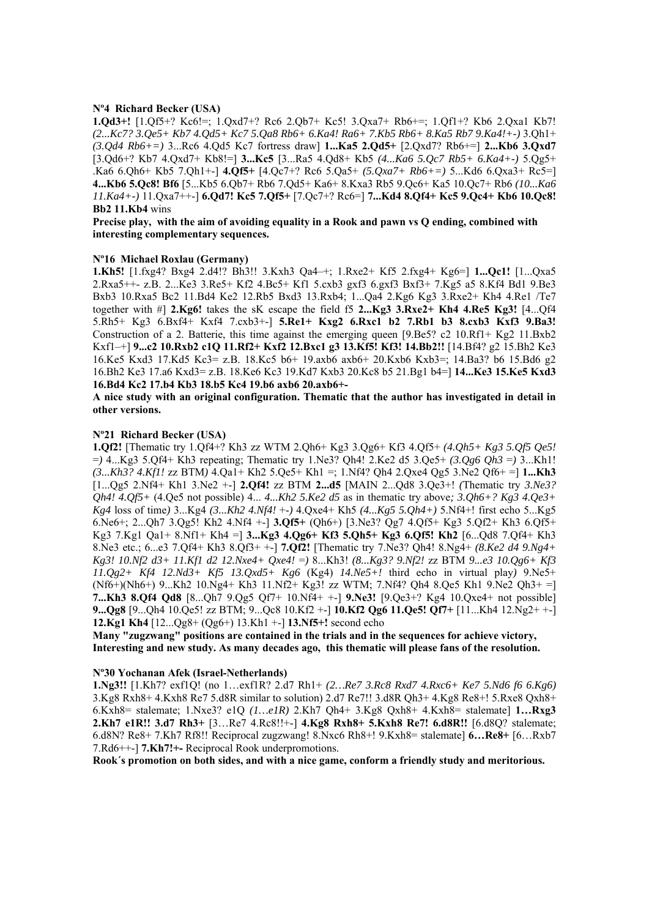**Nº4 Richard Becker (USA)**

**1.Qd3+!** [1.Qf5+? Kc6!=; 1.Qxd7+? Rc6 2.Qb7+ Kc5! 3.Qxa7+ Rb6+=; 1.Qf1+? Kb6 2.Qxa1 Kb7! *(2...Kc7? 3.Qe5+ Kb7 4.Qd5+ Kc7 5.Qa8 Rb6+ 6.Ka4! Ra6+ 7.Kb5 Rb6+ 8.Ka5 Rb7 9.Ka4!+-)* 3.Qh1+ *(3.Qd4 Rb6+=)* 3...Rc6 4.Qd5 Kc7 fortress draw] **1...Ka5 2.Qd5+** [2.Qxd7? Rb6+=] **2...Kb6 3.Qxd7** [3.Qd6+? Kb7 4.Qxd7+ Kb8!=] **3...Kc5** [3...Ra5 4.Qd8+ Kb5 *(4...Ka6 5.Qc7 Rb5+ 6.Ka4+-)* 5.Qg5+ .Ka6 6.Qh6+ Kb5 7.Qh1+-] **4.Qf5+** [4.Qc7+? Rc6 5.Qa5+ *(5.Qxa7+ Rb6+=)* 5...Kd6 6.Qxa3+ Rc5=] **4...Kb6 5.Qc8! Bf6** [5...Kb5 6.Qb7+ Rb6 7.Qd5+ Ka6+ 8.Kxa3 Rb5 9.Qc6+ Ka5 10.Qc7+ Rb6 *(10...Ka6 11.Ka4+-)* 11.Qxa7++-] **6.Qd7! Kc5 7.Qf5+** [7.Qc7+? Rc6=] **7...Kd4 8.Qf4+ Kc5 9.Qc4+ Kb6 10.Qc8! Bb2 11.Kb4** wins

**Precise play, with the aim of avoiding equality in a Rook and pawn vs Q ending, combined with interesting complementary sequences.**

**Nº16 Michael Roxlau (Germany)**

**1.Kh5!** [1.fxg4? Bxg4 2.d4!? Bh3!! 3.Kxh3 Qa4–+; 1.Rxe2+ Kf5 2.fxg4+ Kg6=] **1...Qc1!** [1...Qxa5 2.Rxa5++- z.B. 2...Ke3 3.Re5+ Kf2 4.Bc5+ Kf1 5.cxb3 gxf3 6.gxf3 Bxf3+ 7.Kg5 a5 8.Kf4 Bd1 9.Be3 Bxb3 10.Rxa5 Bc2 11.Bd4 Ke2 12.Rb5 Bxd3 13.Rxb4; 1...Qa4 2.Kg6 Kg3 3.Rxe2+ Kh4 4.Re1 /Te7 together with #] **2.Kg6!** takes the sK escape the field f5 **2...Kg3 3.Rxe2+ Kh4 4.Re5 Kg3!** [4...Qf4 5.Rh5+ Kg3 6.Bxf4+ Kxf4 7.cxb3+-] **5.Re1+ Kxg2 6.Rxc1 b2 7.Rb1 b3 8.cxb3 Kxf3 9.Ba3!** Construction of a 2. Batterie, this time against the emerging queen [9.Be5? c2 10.Rf1+ Kg2 11.Bxb2 Kxf1–+] **9...c2 10.Rxb2 c1Q 11.Rf2+ Kxf2 12.Bxc1 g3 13.Kf5! Kf3! 14.Bb2!!** [14.Bf4? g2 15.Bh2 Ke3 16.Ke5 Kxd3 17.Kd5 Kc3= z.B. 18.Kc5 b6+ 19.axb6 axb6+ 20.Kxb6 Kxb3=; 14.Ba3? b6 15.Bd6 g2 16.Bh2 Ke3 17.a6 Kxd3= z.B. 18.Ke6 Kc3 19.Kd7 Kxb3 20.Kc8 b5 21.Bg1 b4=] **14...Ke3 15.Ke5 Kxd3 16.Bd4 Kc2 17.b4 Kb3 18.b5 Kc4 19.b6 axb6 20.axb6+-**

**A nice study with an original configuration. Thematic that the author has investigated in detail in other versions.**

**Nº21 Richard Becker (USA)**

**1.Qf2!** [Thematic try 1.Qf4+? Kh3 zz WTM 2.Qh6+ Kg3 3.Qg6+ Kf3 4.Qf5+ *(4.Qh5+ Kg3 5.Qf5 Qe5! =)* 4...Kg3 5.Qf4+ Kh3 repeating; Thematic try 1.Ne3? Qh4! 2.Ke2 d5 3.Qe5+ *(3.Qg6 Qh3 =)* 3...Kh1! *(3...Kh3? 4.Kf1!* zz BTM*)* 4.Qa1+ Kh2 5.Qe5+ Kh1 =; 1.Nf4? Qh4 2.Qxe4 Qg5 3.Ne2 Qf6+ =] **1...Kh3** [1...Qg5 2.Nf4+ Kh1 3.Ne2 +-] **2.Qf4!** zz BTM **2...d5** [MAIN 2...Qd8 3.Qe3+! *(*Thematic try *3.Ne3? Qh4! 4.Qf5+* (4.Qe5 not possible) 4... *4...Kh2 5.Ke2 d5* as in thematic try above*; 3.Qh6+? Kg3 4.Qe3+ Kg4* loss of time*)* 3...Kg4 *(3...Kh2 4.Nf4! +-)* 4.Qxe4+ Kh5 *(4...Kg5 5.Qh4+)* 5.Nf4+! first echo 5...Kg5 6.Ne6+; 2...Qh7 3.Qg5! Kh2 4.Nf4 +-] **3.Qf5+** (Qh6+) [3.Ne3? Qg7 4.Qf5+ Kg3 5.Qf2+ Kh3 6.Qf5+ Kg3 7.Kg1 Qa1+ 8.Nf1+ Kh4 =] **3...Kg3 4.Qg6+ Kf3 5.Qh5+ Kg3 6.Qf5! Kh2** [6...Qd8 7.Qf4+ Kh3 8.Ne3 etc.; 6...e3 7.Qf4+ Kh3 8.Qf3+ +-] **7.Qf2!** [Thematic try 7.Ne3? Qh4! 8.Ng4+ *(8.Ke2 d4 9.Ng4+ Kg3! 10.Nf2 d3+ 11.Kf1 d2 12.Nxe4+ Qxe4! =)* 8...Kh3! *(8...Kg3? 9.Nf2!* zz BTM *9...e3 10.Qg6+ Kf3 11.Qg2+ Kf4 12.Nd3+ Kf5 13.Qxd5+ Kg6* (Kg4) *14.Ne5+!* third echo in virtual play*)* 9.Ne5+ (Nf6+)(Nh6+) 9...Kh2 10.Ng4+ Kh3 11.Nf2+ Kg3! zz WTM; 7.Nf4? Qh4 8.Qe5 Kh1 9.Ne2 Qh3+ =] **7...Kh3 8.Qf4 Qd8** [8...Qh7 9.Qg5 Qf7+ 10.Nf4+ +-] **9.Ne3!** [9.Qe3+? Kg4 10.Qxe4+ not possible] **9...Qg8** [9...Qh4 10.Qe5! zz BTM; 9...Qc8 10.Kf2 +-] **10.Kf2 Qg6 11.Qe5! Qf7+** [11...Kh4 12.Ng2+ +-] **12.Kg1 Kh4** [12...Qg8+ (Qg6+) 13.Kh1 +-] **13.Nf5+!** second echo

**Many "zugzwang" positions are contained in the trials and in the sequences for achieve victory, Interesting and new study. As many decades ago, this thematic will please fans of the resolution.**

**Nº30 Yochanan Afek (Israel-Netherlands)**

**1.Ng3!!** [1.Kh7? exf1Q! (no 1…exf1R? 2.d7 Rh1+ *(2…Re7 3.Rc8 Rxd7 4.Rxc6+ Ke7 5.Nd6 f6 6.Kg6)* 3.Kg8 Rxh8+ 4.Kxh8 Re7 5.d8R similar to solution) 2.d7 Re7!! 3.d8R Qh3+ 4.Kg8 Re8+! 5.Rxe8 Qxh8+ 6.Kxh8= stalemate; 1.Nxe3? e1Q *(1…e1R)* 2.Kh7 Qh4+ 3.Kg8 Qxh8+ 4.Kxh8= stalemate] **1…Rxg3 2.Kh7 e1R!! 3.d7 Rh3+** [3…Re7 4.Rc8!!+-] **4.Kg8 Rxh8+ 5.Kxh8 Re7! 6.d8R!!** [6.d8Q? stalemate; 6.d8N? Re8+ 7.Kh7 Rf8!! Reciprocal zugzwang! 8.Nxc6 Rh8+! 9.Kxh8= stalemate] **6…Re8+** [6…Rxb7 7.Rd6++-] **7.Kh7!+-** Reciprocal Rook underpromotions.

**Rook´s promotion on both sides, and with a nice game, conform a friendly study and meritorious.**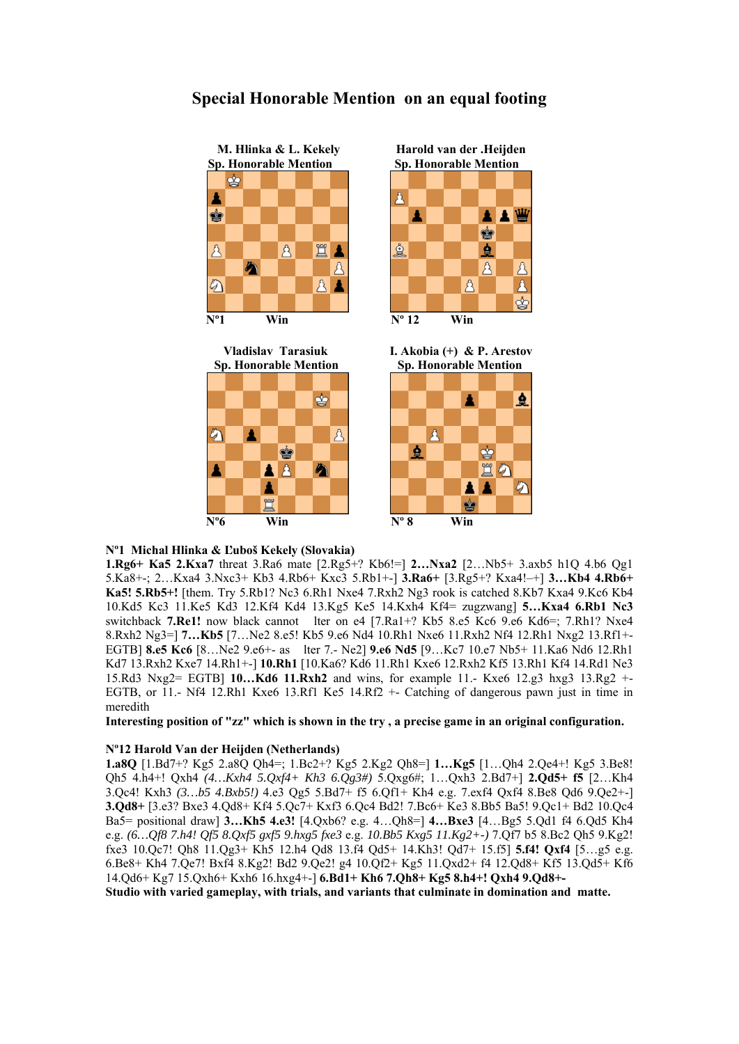# Special Honorable Mention on an equal footing

**M. Hlinka & L. Kekely**
**Sp. Honorable Mention**

Nº1 Win

**Harold van der .Heijden**
**Sp. Honorable Mention**

Nº 12 Win

**Vladislav Tarasiuk**
**Sp. Honorable Mention**

Nº6 Win

**I. Akobia (+) & P. Arestov**
**Sp. Honorable Mention**

Nº 8 Win

**Nº1 Michal Hlinka & Ľuboš Kekely (Slovakia)**
**1.Rg6+ Ka5 2.Kxa7** threat 3.Ra6 mate [2.Rg5+? Kb6!=] **2…Nxa2** [2…Nb5+ 3.axb5 h1Q 4.b6 Qg1 5.Ka8+-; 2…Kxa4 3.Nxc3+ Kb3 4.Rb6+ Kxc3 5.Rb1+-] **3.Ra6+** [3.Rg5+? Kxa4!–+] **3…Kb4 4.Rb6+ Ka5! 5.Rb5+!** [them. Try 5.Rb1? Nc3 6.Rh1 Nxe4 7.Rxh2 Ng3 rook is catched 8.Kb7 Kxa4 9.Kc6 Kb4 10.Kd5 Kc3 11.Ke5 Kd3 12.Kf4 Kd4 13.Kg5 Ke5 14.Kxh4 Kf4= zugzwang] **5…Kxa4 6.Rb1 Nc3** switchback **7.Re1!** now black cannot lter on e4 [7.Ra1+? Kb5 8.e5 Kc6 9.e6 Kd6=; 7.Rh1? Nxe4 8.Rxh2 Ng3=] **7…Kb5** [7…Ne2 8.e5! Kb5 9.e6 Nd4 10.Rh1 Nxe6 11.Rxh2 Nf4 12.Rh1 Nxg2 13.Rf1+- EGTB] **8.e5 Kc6** [8…Ne2 9.e6+- as lter 7.- Ne2] **9.e6 Nd5** [9…Kc7 10.e7 Nb5+ 11.Ka6 Nd6 12.Rh1 Kd7 13.Rxh2 Kxe7 14.Rh1+-] **10.Rh1** [10.Ka6? Kd6 11.Rh1 Kxe6 12.Rxh2 Kf5 13.Rh1 Kf4 14.Rd1 Ne3 15.Rd3 Nxg2= EGTB] **10…Kd6 11.Rxh2** and wins, for example 11.- Kxe6 12.g3 hxg3 13.Rg2 +- EGTB, or 11.- Nf4 12.Rh1 Kxe6 13.Rf1 Ke5 14.Rf2 +- Catching of dangerous pawn just in time in meredith

**Interesting position of "zz" which is shown in the try , a precise game in an original configuration.**

**Nº12 Harold Van der Heijden (Netherlands)**
**1.a8Q** [1.Bd7+? Kg5 2.a8Q Qh4=; 1.Bc2+? Kg5 2.Kg2 Qh8=] **1…Kg5** [1…Qh4 2.Qe4+! Kg5 3.Be8! Qh5 4.h4+! Qxh4 *(4…Kxh4 5.Qxf4+ Kh3 6.Qg3#)* 5.Qxg6#; 1…Qxh3 2.Bd7+] **2.Qd5+ f5** [2…Kh4 3.Qc4! Kxh3 *(3…b5 4.Bxb5!)* 4.e3 Qg5 5.Bd7+ f5 6.Qf1+ Kh4 e.g. 7.exf4 Qxf4 8.Be8 Qd6 9.Qe2+-] **3.Qd8+** [3.e3? Bxe3 4.Qd8+ Kf4 5.Qc7+ Kxf3 6.Qc4 Bd2! 7.Bc6+ Ke3 8.Bb5 Ba5! 9.Qc1+ Bd2 10.Qc4 Ba5= positional draw] **3…Kh5 4.e3!** [4.Qxb6? e.g. 4…Qh8=] **4…Bxe3** [4…Bg5 5.Qd1 f4 6.Qd5 Kh4 e.g. *(6…Qf8 7.h4! Qf5 8.Qxf5 gxf5 9.hxg5 fxe3* e.g. *10.Bb5 Kxg5 11.Kg2+-)* 7.Qf7 b5 8.Bc2 Qh5 9.Kg2! fxe3 10.Qc7! Qh8 11.Qg3+ Kh5 12.h4 Qd8 13.f4 Qd5+ 14.Kh3! Qd7+ 15.f5] **5.f4! Qxf4** [5…g5 e.g. 6.Be8+ Kh4 7.Qe7! Bxf4 8.Kg2! Bd2 9.Qe2! g4 10.Qf2+ Kg5 11.Qxd2+ f4 12.Qd8+ Kf5 13.Qd5+ Kf6 14.Qd6+ Kg7 15.Qxh6+ Kxh6 16.hxg4+-] **6.Bd1+ Kh6 7.Qh8+ Kg5 8.h4+! Qxh4 9.Qd8+-**

**Studio with varied gameplay, with trials, and variants that culminate in domination and matte.**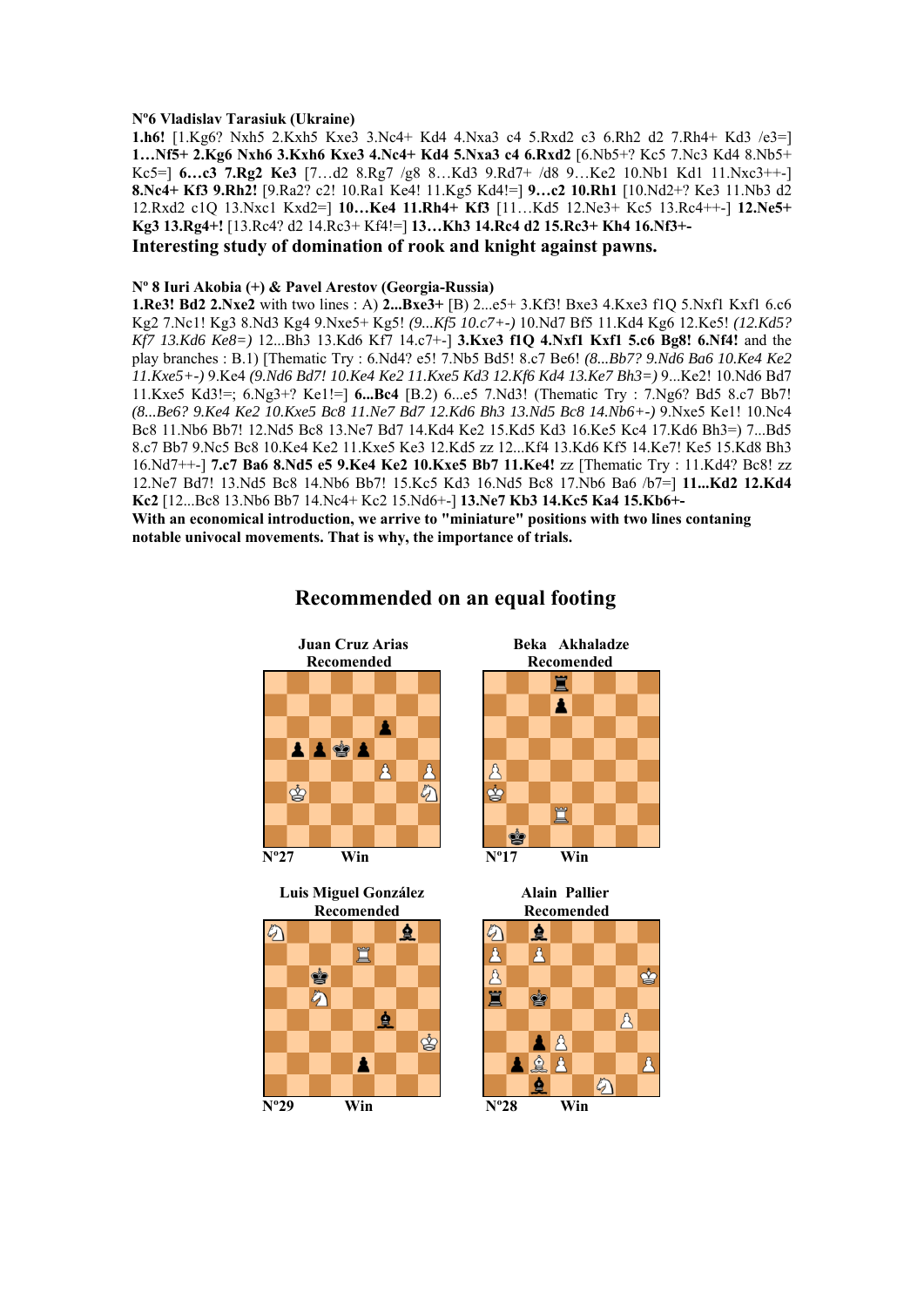**Nº6 Vladislav Tarasiuk (Ukraine)**

**1.h6!** [1.Kg6? Nxh5 2.Kxh5 Kxe3 3.Nc4+ Kd4 4.Nxa3 c4 5.Rxd2 c3 6.Rh2 d2 7.Rh4+ Kd3 /e3=] **1…Nf5+ 2.Kg6 Nxh6 3.Kxh6 Kxe3 4.Nc4+ Kd4 5.Nxa3 c4 6.Rxd2** [6.Nb5+? Kc5 7.Nc3 Kd4 8.Nb5+ Kc5=] **6…c3 7.Rg2 Ke3** [7…d2 8.Rg7 /g8 8…Kd3 9.Rd7+ /d8 9…Ke2 10.Nb1 Kd1 11.Nxc3++-] **8.Nc4+ Kf3 9.Rh2!** [9.Ra2? c2! 10.Ra1 Ke4! 11.Kg5 Kd4!=] **9…c2 10.Rh1** [10.Nd2+? Ke3 11.Nb3 d2 12.Rxd2 c1Q 13.Nxc1 Kxd2=] **10…Ke4 11.Rh4+ Kf3** [11…Kd5 12.Ne3+ Kc5 13.Rc4++-] **12.Ne5+ Kg3 13.Rg4+!** [13.Rc4? d2 14.Rc3+ Kf4!=] **13…Kh3 14.Rc4 d2 15.Rc3+ Kh4 16.Nf3+-**

**Interesting study of domination of rook and knight against pawns.**

**Nº 8 Iuri Akobia (+) & Pavel Arestov (Georgia-Russia)**

**1.Re3! Bd2 2.Nxe2** with two lines : A) **2...Bxe3+** [B) 2...e5+ 3.Kf3! Bxe3 4.Kxe3 f1Q 5.Nxf1 Kxf1 6.c6 Kg2 7.Nc1! Kg3 8.Nd3 Kg4 9.Nxe5+ Kg5! *(9...Kf5 10.c7+-)* 10.Nd7 Bf5 11.Kd4 Kg6 12.Ke5! *(12.Kd5? Kf7 13.Kd6 Ke8=)* 12...Bh3 13.Kd6 Kf7 14.c7+-] **3.Kxe3 f1Q 4.Nxf1 Kxf1 5.c6 Bg8! 6.Nf4!** and the play branches : B.1) [Thematic Try : 6.Nd4? e5! 7.Nb5 Bd5! 8.c7 Be6! *(8...Bb7? 9.Nd6 Ba6 10.Ke4 Ke2 11.Kxe5+-)* 9.Ke4 *(9.Nd6 Bd7! 10.Ke4 Ke2 11.Kxe5 Kd3 12.Kf6 Kd4 13.Ke7 Bh3=)* 9...Ke2! 10.Nd6 Bd7 11.Kxe5 Kd3!=; 6.Ng3+? Ke1!=] **6...Bc4** [B.2) 6...e5 7.Nd3! (Thematic Try : 7.Ng6? Bd5 8.c7 Bb7! *(8...Be6? 9.Ke4 Ke2 10.Kxe5 Bc8 11.Ne7 Bd7 12.Kd6 Bh3 13.Nd5 Bc8 14.Nb6+-)* 9.Nxe5 Ke1! 10.Nc4 Bc8 11.Nb6 Bb7! 12.Nd5 Bc8 13.Ne7 Bd7 14.Kd4 Ke2 15.Kd5 Kd3 16.Ke5 Kc4 17.Kd6 Bh3=) 7...Bd5 8.c7 Bb7 9.Nc5 Bc8 10.Ke4 Ke2 11.Kxe5 Ke3 12.Kd5 zz 12...Kf4 13.Kd6 Kf5 14.Ke7! Ke5 15.Kd8 Bh3 16.Nd7++-] **7.c7 Ba6 8.Nd5 e5 9.Ke4 Ke2 10.Kxe5 Bb7 11.Ke4!** zz [Thematic Try : 11.Kd4? Bc8! zz 12.Ne7 Bd7! 13.Nd5 Bc8 14.Nb6 Bb7! 15.Kc5 Kd3 16.Nd5 Bc8 17.Nb6 Ba6 /b7=] **11...Kd2 12.Kd4 Kc2** [12...Bc8 13.Nb6 Bb7 14.Nc4+ Kc2 15.Nd6+-] **13.Ne7 Kb3 14.Kc5 Ka4 15.Kb6+-**

**With an economical introduction, we arrive to "miniature" positions with two lines contaning notable univocal movements. That is why, the importance of trials.**

## Recommended on an equal footing

**Juan Cruz Arias**
**Recomended**

Nº27 Win

**Beka Akhaladze**
**Recomended**

Nº17 Win

**Luis Miguel González**
**Recomended**

Nº29 Win

**Alain Pallier**
**Recomended**

Nº28 Win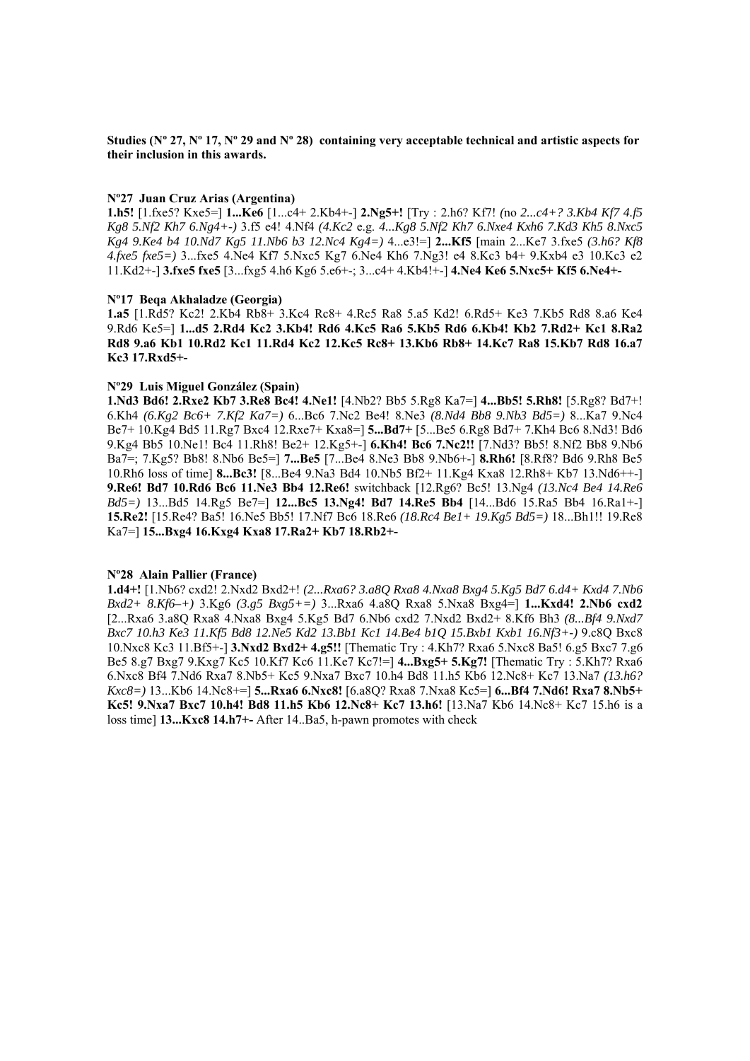**Studies (Nº 27, Nº 17, Nº 29 and Nº 28) containing very acceptable technical and artistic aspects for their inclusion in this awards.**

**Nº27 Juan Cruz Arias (Argentina)**

**1.h5!** [1.fxe5? Kxe5=] **1...Ke6** [1...c4+ 2.Kb4+-] **2.Ng5+!** [Try : 2.h6? Kf7! *(no 2...c4+? 3.Kb4 Kf7 4.f5 Kg8 5.Nf2 Kh7 6.Ng4+-)* 3.f5 e4! 4.Nf4 *(4.Kc2 e.g. 4...Kg8 5.Nf2 Kh7 6.Nxe4 Kxh6 7.Kd3 Kh5 8.Nxc5 Kg4 9.Ke4 b4 10.Nd7 Kg5 11.Nb6 b3 12.Nc4 Kg4=)* 4...e3!=] **2...Kf5** [main 2...Ke7 3.fxe5 *(3.h6? Kf8 4.fxe5 fxe5=)* 3...fxe5 4.Ne4 Kf7 5.Nxc5 Kg7 6.Ne4 Kh6 7.Ng3! e4 8.Kc3 b4+ 9.Kxb4 e3 10.Kc3 e2 11.Kd2+-] **3.fxe5 fxe5** [3...fxg5 4.h6 Kg6 5.e6+-; 3...c4+ 4.Kb4!+-] **4.Ne4 Ke6 5.Nxc5+ Kf5 6.Ne4+-**

**Nº17 Beqa Akhaladze (Georgia)**

**1.a5** [1.Rd5? Kc2! 2.Kb4 Rb8+ 3.Kc4 Rc8+ 4.Rc5 Ra8 5.a5 Kd2! 6.Rd5+ Ke3 7.Kb5 Rd8 8.a6 Ke4 9.Rd6 Ke5=] **1...d5 2.Rd4 Kc2 3.Kb4! Rd6 4.Kc5 Ra6 5.Kb5 Rd6 6.Kb4! Kb2 7.Rd2+ Kc1 8.Ra2 Rd8 9.a6 Kb1 10.Rd2 Kc1 11.Rd4 Kc2 12.Kc5 Rc8+ 13.Kb6 Rb8+ 14.Kc7 Ra8 15.Kb7 Rd8 16.a7 Kc3 17.Rxd5+-**

**Nº29 Luis Miguel González (Spain)**

**1.Nd3 Bd6! 2.Rxe2 Kb7 3.Re8 Bc4! 4.Ne1!** [4.Nb2? Bb5 5.Rg8 Ka7=] **4...Bb5! 5.Rh8!** [5.Rg8? Bd7+! 6.Kh4 *(6.Kg2 Bc6+ 7.Kf2 Ka7=)* 6...Bc6 7.Nc2 Be4! 8.Ne3 *(8.Nd4 Bb8 9.Nb3 Bd5=)* 8...Ka7 9.Nc4 Be7+ 10.Kg4 Bd5 11.Rg7 Bxc4 12.Rxe7+ Kxa8=] **5...Bd7+** [5...Be5 6.Rg8 Bd7+ 7.Kh4 Bc6 8.Nd3! Bd6 9.Kg4 Bb5 10.Ne1! Bc4 11.Rh8! Be2+ 12.Kg5+-] **6.Kh4! Bc6 7.Nc2!!** [7.Nd3? Bb5! 8.Nf2 Bb8 9.Nb6 Ba7=; 7.Kg5? Bb8! 8.Nb6 Be5=] **7...Be5** [7...Be4 8.Ne3 Bb8 9.Nb6+-] **8.Rh6!** [8.Rf8? Bd6 9.Rh8 Be5 10.Rh6 loss of time] **8...Bc3!** [8...Be4 9.Na3 Bd4 10.Nb5 Bf2+ 11.Kg4 Kxa8 12.Rh8+ Kb7 13.Nd6++-] **9.Re6! Bd7 10.Rd6 Bc6 11.Ne3 Bb4 12.Re6!** switchback [12.Rg6? Bc5! 13.Ng4 *(13.Nc4 Be4 14.Re6 Bd5=)* 13...Bd5 14.Rg5 Be7=] **12...Bc5 13.Ng4! Bd7 14.Re5 Bb4** [14...Bd6 15.Ra5 Bb4 16.Ra1+-] **15.Re2!** [15.Re4? Ba5! 16.Ne5 Bb5! 17.Nf7 Bc6 18.Re6 *(18.Rc4 Be1+ 19.Kg5 Bd5=)* 18...Bh1!! 19.Re8 Ka7=] **15...Bxg4 16.Kxg4 Kxa8 17.Ra2+ Kb7 18.Rb2+-**

**Nº28 Alain Pallier (France)**

**1.d4+!** [1.Nb6? cxd2! 2.Nxd2 Bxd2+! *(2...Rxa6? 3.a8Q Rxa8 4.Nxa8 Bxg4 5.Kg5 Bd7 6.d4+ Kxd4 7.Nb6 Bxd2+ 8.Kf6–+)* 3.Kg6 *(3.g5 Bxg5+=)* 3...Rxa6 4.a8Q Rxa8 5.Nxa8 Bxg4=] **1...Kxd4! 2.Nb6 cxd2** [2...Rxa6 3.a8Q Rxa8 4.Nxa8 Bxg4 5.Kg5 Bd7 6.Nb6 cxd2 7.Nxd2 Bxd2+ 8.Kf6 Bh3 *(8...Bf4 9.Nxd7 Bxc7 10.h3 Ke3 11.Kf5 Bd8 12.Ne5 Kd2 13.Bb1 Kc1 14.Be4 b1Q 15.Bxb1 Kxb1 16.Nf3+-)* 9.c8Q Bxc8 10.Nxc8 Kc3 11.Bf5+-] **3.Nxd2 Bxd2+ 4.g5!!** [Thematic Try : 4.Kh7? Rxa6 5.Nxc8 Ba5! 6.g5 Bxc7 7.g6 Be5 8.g7 Bxg7 9.Kxg7 Kc5 10.Kf7 Kc6 11.Ke7 Kc7!=] **4...Bxg5+ 5.Kg7!** [Thematic Try : 5.Kh7? Rxa6 6.Nxc8 Bf4 7.Nd6 Rxa7 8.Nb5+ Kc5 9.Nxa7 Bxc7 10.h4 Bd8 11.h5 Kb6 12.Nc8+ Kc7 13.Na7 *(13.h6? Kxc8=)* 13...Kb6 14.Nc8+=] **5...Rxa6 6.Nxc8!** [6.a8Q? Rxa8 7.Nxa8 Kc5=] **6...Bf4 7.Nd6! Rxa7 8.Nb5+ Kc5! 9.Nxa7 Bxc7 10.h4! Bd8 11.h5 Kb6 12.Nc8+ Kc7 13.h6!** [13.Na7 Kb6 14.Nc8+ Kc7 15.h6 is a loss time] **13...Kxc8 14.h7+-** After 14..Ba5, h-pawn promotes with check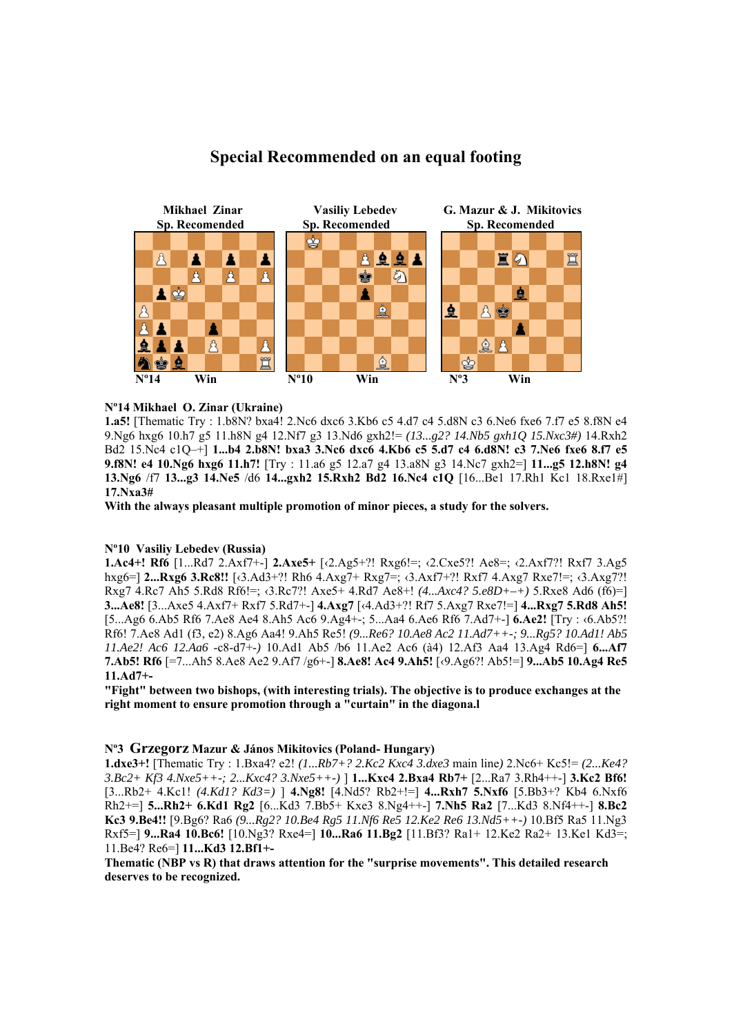## Special Recommended on an equal footing

| Mikhael Zinar | Vasiliy Lebedev | G. Mazur & J. Mikitovics |
|---|---|---|
| Sp. Recomended | Sp. Recomended | Sp. Recomended |
| Nº14 Win | Nº10 Win | Nº3 Win |

**Nº14 Mikhael O. Zinar (Ukraine)**

**1.a5!** [Thematic Try : 1.b8N? bxa4! 2.Nc6 dxc6 3.Kb6 c5 4.d7 c4 5.d8N c3 6.Ne6 fxe6 7.f7 e5 8.f8N e4 9.Ng6 hxg6 10.h7 g5 11.h8N g4 12.Nf7 g3 13.Nd6 gxh2!= *(13...g2? 14.Nb5 gxh1Q 15.Nxc3#)* 14.Rxh2 Bd2 15.Nc4 c1Q–+] **1...b4 2.b8N! bxa3 3.Nc6 dxc6 4.Kb6 c5 5.d7 c4 6.d8N! c3 7.Ne6 fxe6 8.f7 e5 9.f8N! e4 10.Ng6 hxg6 11.h7!** [Try : 11.a6 g5 12.a7 g4 13.a8N g3 14.Nc7 gxh2=] **11...g5 12.h8N! g4 13.Ng6** /f7 **13...g3 14.Ne5** /d6 **14...gxh2 15.Rxh2 Bd2 16.Nc4 c1Q** [16...Be1 17.Rh1 Kc1 18.Rxe1#] **17.Nxa3#**

**With the always pleasant multiple promotion of minor pieces, a study for the solvers.**

**Nº10 Vasiliy Lebedev (Russia)**

**1.Ac4+! Rf6** [1...Rd7 2.Axf7+-] **2.Axe5+** [‹2.Ag5+?! Rxg6!=; ‹2.Cxe5?! Ae8=; ‹2.Axf7?! Rxf7 3.Ag5 hxg6=] **2...Rxg6 3.Rc8!!** [‹3.Ad3+?! Rh6 4.Axg7+ Rxg7=; ‹3.Axf7+?! Rxf7 4.Axg7 Rxe7!=; ‹3.Axg7?! Rxg7 4.Rc7 Ah5 5.Rd8 Rf6!=; ‹3.Rc7?! Axe5+ 4.Rd7 Ae8+! *(4...Axc4? 5.e8D+–+)* 5.Rxe8 Ad6 (f6)=] **3...Ae8!** [3...Axe5 4.Axf7+ Rxf7 5.Rd7+-] **4.Axg7** [‹4.Ad3+?! Rf7 5.Axg7 Rxe7!=] **4...Rxg7 5.Rd8 Ah5!** [5...Ag6 6.Ab5 Rf6 7.Ae8 Ae4 8.Ah5 Ac6 9.Ag4+-; 5...Aa4 6.Ae6 Rf6 7.Ad7+-] **6.Ae2!** [Try : ‹6.Ab5?! Rf6! 7.Ae8 Ad1 (f3, e2) 8.Ag6 Aa4! 9.Ah5 Re5! *(9...Re6? 10.Ae8 Ac2 11.Ad7++-; 9...Rg5? 10.Ad1! Ab5 11.Ae2! Ac6 12.Aa6 -c8-d7+-)* 10.Ad1 Ab5 /b6 11.Ae2 Ac6 (à4) 12.Af3 Aa4 13.Ag4 Rd6=] **6...Af7 7.Ab5! Rf6** [=7...Ah5 8.Ae8 Ae2 9.Af7 /g6+-] **8.Ae8! Ac4 9.Ah5!** [‹9.Ag6?! Ab5!=] **9...Ab5 10.Ag4 Re5 11.Ad7+-**

**"Fight" between two bishops, (with interesting trials). The objective is to produce exchanges at the right moment to ensure promotion through a "curtain" in the diagona.l**

**Nº3 Grzegorz Mazur & János Mikitovics (Poland- Hungary)**

**1.dxe3+!** [Thematic Try : 1.Bxa4? e2! *(1...Rb7+? 2.Kc2 Kxc4 3.dxe3* main line*)* 2.Nc6+ Kc5!= *(2...Ke4? 3.Bc2+ Kf3 4.Nxe5++-; 2...Kxc4? 3.Nxe5++-)* ] **1...Kxc4 2.Bxa4 Rb7+** [2...Ra7 3.Rh4++-] **3.Kc2 Bf6!** [3...Rb2+ 4.Kc1! *(4.Kd1? Kd3=)* ] **4.Ng8!** [4.Nd5? Rb2+!=] **4...Rxh7 5.Nxf6** [5.Bb3+? Kb4 6.Nxf6 Rh2+=] **5...Rh2+ 6.Kd1 Rg2** [6...Kd3 7.Bb5+ Kxe3 8.Ng4++-] **7.Nh5 Ra2** [7...Kd3 8.Nf4++-] **8.Bc2 Kc3 9.Be4!!** [9.Bg6? Ra6 *(9...Rg2? 10.Be4 Rg5 11.Nf6 Re5 12.Ke2 Re6 13.Nd5++-)* 10.Bf5 Ra5 11.Ng3 Rxf5=] **9...Ra4 10.Bc6!** [10.Ng3? Rxe4=] **10...Ra6 11.Bg2** [11.Bf3? Ra1+ 12.Ke2 Ra2+ 13.Ke1 Kd3=; 11.Be4? Re6=] **11...Kd3 12.Bf1+-**

**Thematic (NBP vs R) that draws attention for the "surprise movements". This detailed research deserves to be recognized.**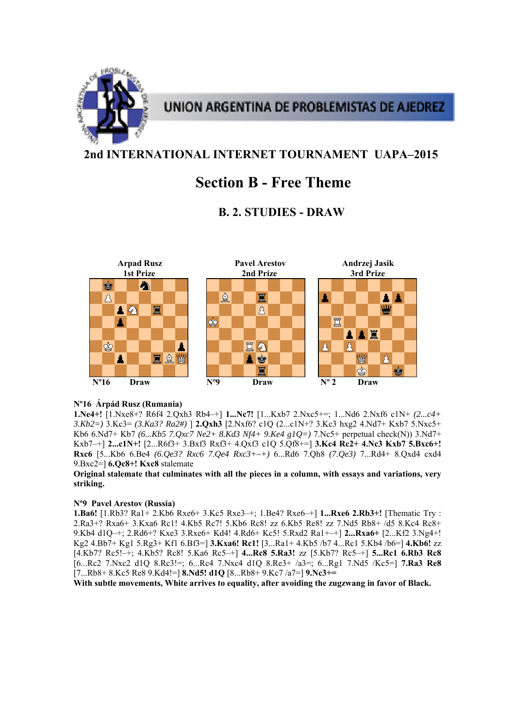UNION ARGENTINA DE PROBLEMISTAS DE AJEDREZ

## 2nd INTERNATIONAL INTERNET TOURNAMENT UAPA–2015

# Section B - Free Theme

### B. 2. STUDIES - DRAW

| Arpad Rusz 1st Prize | Pavel Arestov 2nd Prize | Andrzej Jasik 3rd Prize |
|---|---|---|
| Nº16 Draw | Nº9 Draw | Nº 2 Draw |

**Nº16 Árpád Rusz (Rumania)**

**1.Ne4+!** [1.Nxe8+? R6f4 2.Qxh3 Rb4–+] **1...Nc7!** [1...Kxb7 2.Nxc5+=; 1...Nd6 2.Nxf6 c1N+ *(2...c4+ 3.Kb2=)* 3.Kc3= *(3.Ka3? Ra2#)* ] **2.Qxh3** [2.Nxf6? c1Q (2...c1N+? 3.Kc3 hxg2 4.Nd7+ Kxb7 5.Nxc5+ Kb6 6.Nd7+ Kb7 *(6...Kb5 7.Qxc7 Ne2+ 8.Kd3 Nf4+ 9.Ke4 g1Q=)* 7.Nc5+ perpetual check(N)) 3.Nd7+ Kxb7–+] **2...c1N+!** [2...R6f3+ 3.Bxf3 Rxf3+ 4.Qxf3 c1Q 5.Qf8+=] **3.Kc4 Rc2+ 4.Nc3 Kxb7 5.Bxc6+! Rxc6** [5...Kb6 6.Be4 *(6.Qe3? Rxc6 7.Qe4 Rxc3+–+)* 6...Rd6 7.Qh8 *(7.Qe3)* 7...Rd4+ 8.Qxd4 cxd4 9.Bxc2=] **6.Qc8+! Kxc8** stalemate

**Original stalemate that culminates with all the pieces in a column, with essays and variations, very striking.**

**Nº9 Pavel Arestov (Russia)**

**1.Ba6!** [1.Rb3? Ra1+ 2.Kb6 Rxe6+ 3.Kc5 Rxe3–+; 1.Be4? Rxe6–+] **1...Rxe6 2.Rb3+!** [Thematic Try : 2.Ra3+? Rxa6+ 3.Kxa6 Rc1! 4.Kb5 Rc7! 5.Kb6 Rc8! zz 6.Kb5 Re8! zz 7.Nd5 Rb8+ /d5 8.Kc4 Rc8+ 9.Kb4 d1Q–+; 2.Rd6+? Kxe3 3.Rxe6+ Kd4! 4.Rd6+ Kc5! 5.Rxd2 Ra1+–+] **2...Rxa6+** [2...Kf2 3.Ng4+! Kg2 4.Bb7+ Kg1 5.Rg3+ Kf1 6.Bf3=] **3.Kxa6! Rc1!** [3...Ra1+ 4.Kb5 /b7 4...Rc1 5.Kb4 /b6=] **4.Kb6!** zz [4.Kb7? Rc5!–+; 4.Kb5? Rc8! 5.Ka6 Rc5–+] **4...Rc8 5.Ra3!** zz [5.Kb7? Rc5–+] **5...Rc1 6.Rb3 Rc8** [6...Rc2 7.Nxc2 d1Q 8.Rc3!=; 6...Rc4 7.Nxc4 d1Q 8.Re3+ /a3=; 6...Rg1 7.Nd5 /Kc5=] **7.Ra3 Re8** [7...Rb8+ 8.Kc5 Re8 9.Kd4!=] **8.Nd5! d1Q** [8...Rb8+ 9.Kc7 /a7=] **9.Nc3+=**

**With subtle movements, White arrives to equality, after avoiding the zugzwang in favor of Black.**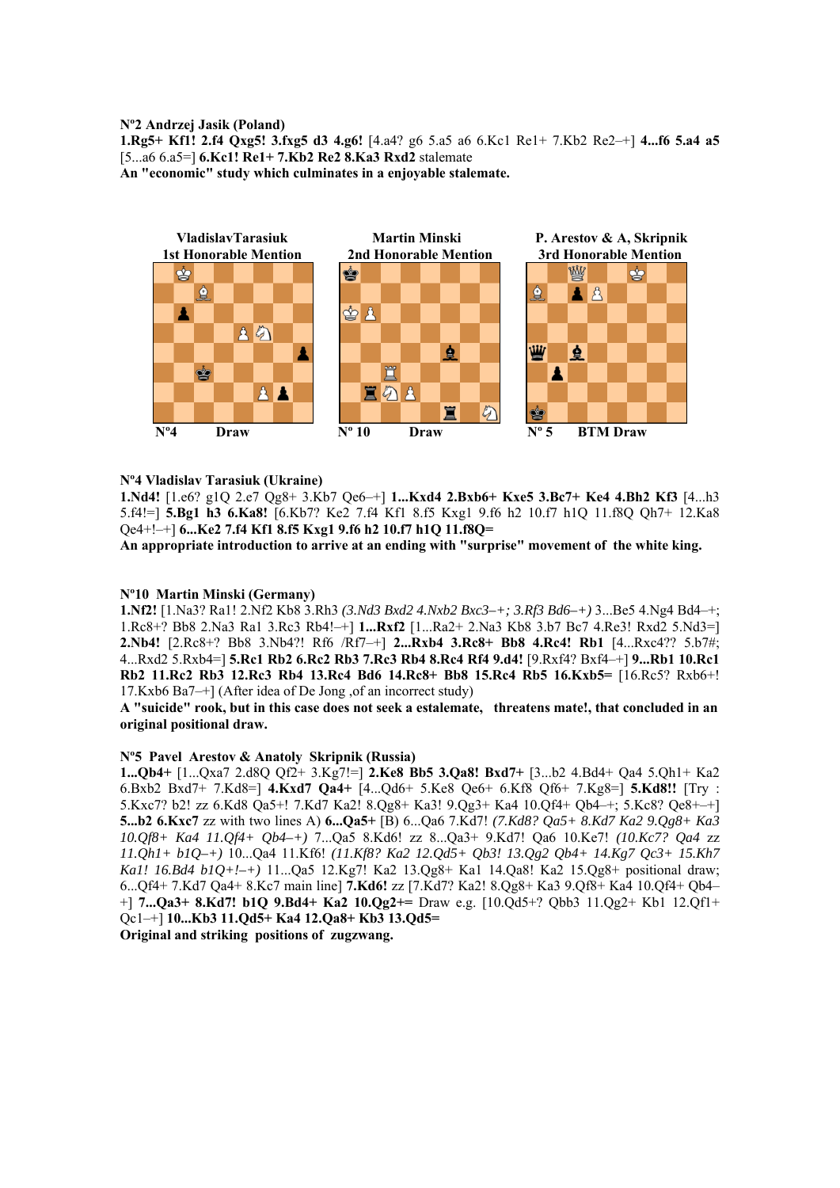**Nº2 Andrzej Jasik (Poland)**
**1.Rg5+ Kf1! 2.f4 Qxg5! 3.fxg5 d3 4.g6!** [4.a4? g6 5.a5 a6 6.Kc1 Re1+ 7.Kb2 Re2–+] **4...f6 5.a4 a5** [5...a6 6.a5=] **6.Kc1! Re1+ 7.Kb2 Re2 8.Ka3 Rxd2** stalemate
**An "economic" study which culminates in a enjoyable stalemate.**

**VladislavTarasiuk**
**1st Honorable Mention**

**Nº4 Draw**

**Martin Minski**
**2nd Honorable Mention**

**Nº 10 Draw**

**P. Arestov & A, Skripnik**
**3rd Honorable Mention**

**Nº 5 BTM Draw**

**Nº4 Vladislav Tarasiuk (Ukraine)**
**1.Nd4!** [1.e6? g1Q 2.e7 Qg8+ 3.Kb7 Qe6–+] **1...Kxd4 2.Bxb6+ Kxe5 3.Bc7+ Ke4 4.Bh2 Kf3** [4...h3 5.f4!=] **5.Bg1 h3 6.Ka8!** [6.Kb7? Ke2 7.f4 Kf1 8.f5 Kxg1 9.f6 h2 10.f7 h1Q 11.f8Q Qh7+ 12.Ka8 Qe4+!–+] **6...Ke2 7.f4 Kf1 8.f5 Kxg1 9.f6 h2 10.f7 h1Q 11.f8Q=**
**An appropriate introduction to arrive at an ending with "surprise" movement of the white king.**

**Nº10 Martin Minski (Germany)**
**1.Nf2!** [1.Na3? Ra1! 2.Nf2 Kb8 3.Rh3 *(3.Nd3 Bxd2 4.Nxb2 Bxc3–+; 3.Rf3 Bd6–+)* 3...Be5 4.Ng4 Bd4–+; 1.Rc8+? Bb8 2.Na3 Ra1 3.Rc3 Rb4!–+] **1...Rxf2** [1...Ra2+ 2.Na3 Kb8 3.b7 Bc7 4.Re3! Rxd2 5.Nd3=] **2.Nb4!** [2.Rc8+? Bb8 3.Nb4?! Rf6 /Rf7–+] **2...Rxb4 3.Rc8+ Bb8 4.Rc4! Rb1** [4...Rxc4?? 5.b7#; 4...Rxd2 5.Rxb4=] **5.Rc1 Rb2 6.Rc2 Rb3 7.Rc3 Rb4 8.Rc4 Rf4 9.d4!** [9.Rxf4? Bxf4–+] **9...Rb1 10.Rc1 Rb2 11.Rc2 Rb3 12.Rc3 Rb4 13.Rc4 Bd6 14.Rc8+ Bb8 15.Rc4 Rb5 16.Kxb5=** [16.Rc5? Rxb6+! 17.Kxb6 Ba7–+] (After idea of De Jong ,of an incorrect study)
**A "suicide" rook, but in this case does not seek a estalemate, threatens mate!, that concluded in an original positional draw.**

**Nº5 Pavel Arestov & Anatoly Skripnik (Russia)**
**1...Qb4+** [1...Qxa7 2.d8Q Qf2+ 3.Kg7!=] **2.Ke8 Bb5 3.Qa8! Bxd7+** [3...b2 4.Bd4+ Qa4 5.Qh1+ Ka2 6.Bxb2 Bxd7+ 7.Kd8=] **4.Kxd7 Qa4+** [4...Qd6+ 5.Ke8 Qe6+ 6.Kf8 Qf6+ 7.Kg8=] **5.Kd8!!** [Try : 5.Kxc7? b2! zz 6.Kd8 Qa5+! 7.Kd7 Ka2! 8.Qg8+ Ka3! 9.Qg3+ Ka4 10.Qf4+ Qb4–+; 5.Kc8? Qe8+–+] **5...b2 6.Kxc7** zz with two lines A) **6...Qa5+** [B) 6...Qa6 7.Kd7! *(7.Kd8? Qa5+ 8.Kd7 Ka2 9.Qg8+ Ka3 10.Qf8+ Ka4 11.Qf4+ Qb4–+)* 7...Qa5 8.Kd6! zz 8...Qa3+ 9.Kd7! Qa6 10.Ke7! *(10.Kc7? Qa4 zz 11.Qh1+ b1Q–+)* 10...Qa4 11.Kf6! *(11.Kf8? Ka2 12.Qd5+ Qb3! 13.Qg2 Qb4+ 14.Kg7 Qc3+ 15.Kh7 Ka1! 16.Bd4 b1Q+!–+)* 11...Qa5 12.Kg7! Ka2 13.Qg8+ Ka1 14.Qa8! Ka2 15.Qg8+ positional draw; 6...Qf4+ 7.Kd7 Qa4+ 8.Kc7 main line] **7.Kd6!** zz [7.Kd7? Ka2! 8.Qg8+ Ka3 9.Qf8+ Ka4 10.Qf4+ Qb4–+] **7...Qa3+ 8.Kd7! b1Q 9.Bd4+ Ka2 10.Qg2+=** Draw e.g. [10.Qd5+? Qbb3 11.Qg2+ Kb1 12.Qf1+ Qc1–+] **10...Kb3 11.Qd5+ Ka4 12.Qa8+ Kb3 13.Qd5=**
**Original and striking positions of zugzwang.**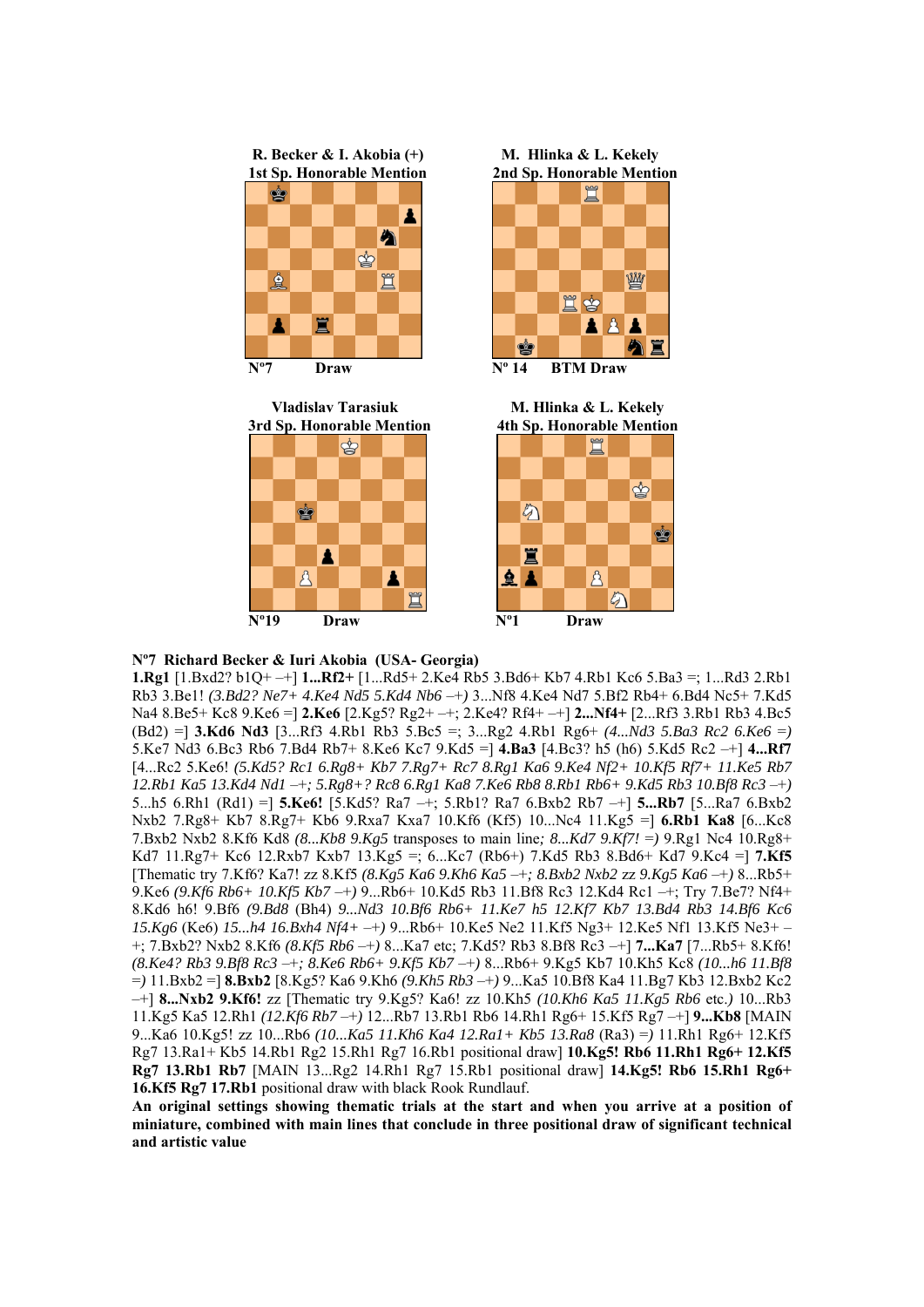**R. Becker & I. Akobia (+)**
**1st Sp. Honorable Mention**

Nº7 Draw

**M. Hlinka & L. Kekely**
**2nd Sp. Honorable Mention**

Nº 14 BTM Draw

**Vladislav Tarasiuk**
**3rd Sp. Honorable Mention**

Nº19 Draw

**M. Hlinka & L. Kekely**
**4th Sp. Honorable Mention**

Nº1 Draw

**Nº7 Richard Becker & Iuri Akobia (USA- Georgia)**

**1.Rg1** [1.Bxd2? b1Q+ –+] **1...Rf2+** [1...Rd5+ 2.Ke4 Rb5 3.Bd6+ Kb7 4.Rb1 Kc6 5.Ba3 =; 1...Rd3 2.Rb1 Rb3 3.Be1! *(3.Bd2? Ne7+ 4.Ke4 Nd5 5.Kd4 Nb6 –+)* 3...Nf8 4.Ke4 Nd7 5.Bf2 Rb4+ 6.Bd4 Nc5+ 7.Kd5 Na4 8.Be5+ Kc8 9.Ke6 =] **2.Ke6** [2.Kg5? Rg2+ –+; 2.Ke4? Rf4+ –+] **2...Nf4+** [2...Rf3 3.Rb1 Rb3 4.Bc5 Na4 ...] [2...Rf3 3.Rb1 Rb3 4.Bc5 (Bd2) =] **3.Kd6 Nd3** [3...Rf3 4.Rb1 Rb3 5.Bc5 =; 3...Rg2 4.Rb1 Rg6+ *(4...Nd3 5.Ba3 Rc2 6.Ke6 =)* 5.Ke7 Nd3 6.Bc3 Rb6 7.Bd4 Rb7+ 8.Ke6 Kc7 9.Kd5 =] **4.Ba3** [4.Bc3? h5 (h6) 5.Kd5 Rc2 –+] **4...Rf7** [4...Rc2 5.Ke6! *(5.Kd5? Rc1 6.Rg8+ Kb7 7.Rg7+ Rc7 8.Rg1 Ka6 9.Ke4 Nf2+ 10.Kf5 Rf7+ 11.Ke5 Rb7 12.Rb1 Ka5 13.Kd4 Nd1 –+; 5.Rg8+? Rc8 6.Rg1 Ka8 7.Ke6 Rb8 8.Rb1 Rb6+ 9.Kd5 Rb3 10.Bf8 Rc3 –+)* 5...h5 6.Rh1 (Rd1) =] **5.Ke6!** [5.Kd5? Ra7 –+; 5.Rb1? Ra7 6.Bxb2 Rb7 –+] **5...Rb7** [5...Ra7 6.Bxb2 Nxb2 7.Rg8+ Kb7 8.Rg7+ Kb6 9.Rxa7 Kxa7 10.Kf6 (Kf5) 10...Nc4 11.Kg5 =] **6.Rb1 Ka8** [6...Kc8 7.Bxb2 Nxb2 8.Kf6 Kd8 *(8...Kb8 9.Kg5* transposes to main line*; 8...Kd7 9.Kf7! =)* 9.Rg1 Nc4 10.Rg8+ Kd7 11.Rg7+ Kc6 12.Rxb7 Kxb7 13.Kg5 =; 6...Kc7 (Rb6+) 7.Kd5 Rb3 8.Bd6+ Kd7 9.Kc4 =] **7.Kf5** [Thematic try 7.Kf6? Ka7! zz 8.Kf5 *(8.Kg5 Ka6 9.Kh6 Ka5 –+; 8.Bxb2 Nxb2 zz 9.Kg5 Ka6 –+)* 8...Rb5+ 9.Ke6 *(9.Kf6 Rb6+ 10.Kf5 Kb7 –+)* 9...Rb6+ 10.Kd5 Rb3 11.Bf8 Rc3 12.Kd4 Rc1 –+; Try 7.Be7? Nf4+ 8.Kd6 h6! 9.Bf6 *(9.Bd8* (Bh4) *9...Nd3 10.Bf6 Rb6+ 11.Ke7 h5 12.Kf7 Kb7 13.Bd4 Rb3 14.Bf6 Kc6 15.Kg6* (Ke6) *15...h4 16.Bxh4 Nf4+ –+)* 9...Rb6+ 10.Ke5 Ne2 11.Kf5 Ng3+ 12.Ke5 Nf1 13.Kf5 Ne3+ –+; 7.Bxb2? Nxb2 8.Kf6 *(8.Kf5 Rb6 –+)* 8...Ka7 etc; 7.Kd5? Rb3 8.Bf8 Rc3 –+] **7...Ka7** [7...Rb5+ 8.Kf6! *(8.Ke4? Rb3 9.Bf8 Rc3 –+; 8.Ke6 Rb6+ 9.Kf5 Kb7 –+)* 8...Rb6+ 9.Kg5 Kb7 10.Kh5 Kc8 *(10...h6 11.Bf8 =)* 11.Bxb2 =] **8.Bxb2** [8.Kg5? Ka6 9.Kh6 *(9.Kh5 Rb3 –+)* 9...Ka5 10.Bf8 Ka4 11.Bg7 Kb3 12.Bxb2 Kc2 –+] **8...Nxb2 9.Kf6!** zz [Thematic try 9.Kg5? Ka6! zz 10.Kh5 *(10.Kh6 Ka5 11.Kg5 Rb6* etc.*)* 10...Rb3 11.Kg5 Ka5 12.Rh1 *(12.Kf6 Rb7 –+)* 12...Rb7 13.Rb1 Rb6 14.Rh1 Rg6+ 15.Kf5 Rg7 –+] **9...Kb8** [MAIN 9...Ka6 10.Kg5! zz 10...Rb6 *(10...Ka5 11.Kh6 Ka4 12.Ra1+ Kb5 13.Ra8* (Ra3) *=)* 11.Rh1 Rg6+ 12.Kf5 Rg7 13.Ra1+ Kb5 14.Rb1 Rg2 15.Rh1 Rg7 16.Rb1 positional draw] **10.Kg5! Rb6 11.Rh1 Rg6+ 12.Kf5 Rg7 13.Rb1 Rb7** [MAIN 13...Rg2 14.Rh1 Rg7 15.Rb1 positional draw] **14.Kg5! Rb6 15.Rh1 Rg6+ 16.Kf5 Rg7 17.Rb1** positional draw with black Rook Rundlauf.

**An original settings showing thematic trials at the start and when you arrive at a position of miniature, combined with main lines that conclude in three positional draw of significant technical and artistic value**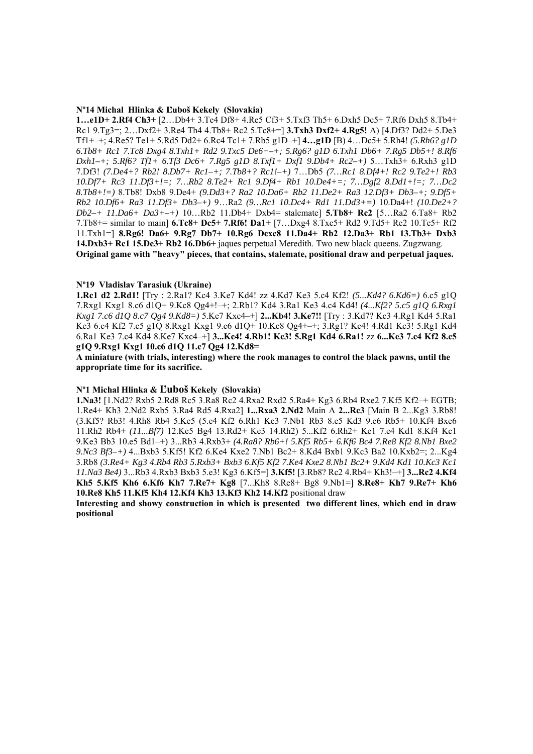**Nº14 Michal Hlinka & Ľuboš Kekely (Slovakia)**

**1…e1D+ 2.Rf4 Ch3+** [2…Db4+ 3.Te4 Df8+ 4.Re5 Cf3+ 5.Txf3 Th5+ 6.Dxh5 Dc5+ 7.Rf6 Dxh5 8.Tb4+ Rc1 9.Tg3=; 2…Dxf2+ 3.Re4 Th4 4.Tb8+ Rc2 5.Tc8+=] **3.Txh3 Dxf2+ 4.Rg5!** A) [4.Df3? Dd2+ 5.De3 Tf1+–+; 4.Re5? Te1+ 5.Rd5 Dd2+ 6.Rc4 Tc1+ 7.Rb5 g1D–+] **4…g1D** [B) 4…Dc5+ 5.Rh4! *(5.Rh6? g1D 6.Tb8+ Rc1 7.Tc8 Dxg4 8.Txh1+ Rd2 9.Txc5 De6+–+; 5.Rg6? g1D 6.Txh1 Db6+ 7.Rg5 Db5+! 8.Rf6 Dxh1–+; 5.Rf6? Tf1+ 6.Tf3 Dc6+ 7.Rg5 g1D 8.Txf1+ Dxf1 9.Db4+ Rc2–+)* 5…Txh3+ 6.Rxh3 g1D 7.Df3! *(7.De4+? Rb2! 8.Db7+ Rc1–+; 7.Tb8+? Rc1!–+)* 7…Db5 *(7…Rc1 8.Df4+! Rc2 9.Te2+! Rb3 10.Df7+ Rc3 11.Df3+!=; 7…Rb2 8.Te2+ Rc1 9.Df4+ Rb1 10.De4+=; 7…Dgf2 8.Dd1+!=; 7…Dc2 8.Tb8+!=)* 8.Tb8! Dxb8 9.De4+ *(9.Dd3+? Ra2 10.Da6+ Rb2 11.De2+ Ra3 12.Df3+ Db3–+; 9.Df5+ Rb2 10.Df6+ Ra3 11.Df3+ Db3–+)* 9…Ra2 *(9…Rc1 10.Dc4+ Rd1 11.Dd3+=)* 10.Da4+! *(10.De2+? Db2–+ 11.Da6+ Da3+–+)* 10…Rb2 11.Db4+ Dxb4= stalemate] **5.Tb8+ Rc2** [5…Ra2 6.Ta8+ Rb2 7.Tb8+= similar to main] **6.Tc8+ Dc5+ 7.Rf6! Da1+** [7…Dxg4 8.Txc5+ Rd2 9.Td5+ Re2 10.Te5+ Rf2 11.Txh1=] **8.Rg6! Da6+ 9.Rg7 Db7+ 10.Rg6 Dcxc8 11.Da4+ Rb2 12.Da3+ Rb1 13.Tb3+ Dxb3 14.Dxb3+ Rc1 15.De3+ Rb2 16.Db6+** jaques perpetual Meredith. Two new black queens. Zugzwang.

**Original game with "heavy" pieces, that contains, stalemate, positional draw and perpetual jaques.**

**Nº19 Vladislav Tarasiuk (Ukraine)**

**1.Rc1 d2 2.Rd1!** [Try : 2.Ra1? Kc4 3.Ke7 Kd4! zz 4.Kd7 Ke3 5.c4 Kf2! *(5...Kd4? 6.Kd6=)* 6.c5 g1Q 7.Rxg1 Kxg1 8.c6 d1Q+ 9.Kc8 Qg4+!–+; 2.Rb1? Kd4 3.Ra1 Ke3 4.c4 Kd4! *(4...Kf2? 5.c5 g1Q 6.Rxg1 Kxg1 7.c6 d1Q 8.c7 Qg4 9.Kd8=)* 5.Ke7 Kxc4–+] **2...Kb4! 3.Ke7!!** [Try : 3.Kd7? Kc3 4.Rg1 Kd4 5.Ra1 Ke3 6.c4 Kf2 7.c5 g1Q 8.Rxg1 Kxg1 9.c6 d1Q+ 10.Kc8 Qg4+–+; 3.Rg1? Kc4! 4.Rd1 Kc3! 5.Rg1 Kd4 6.Ra1 Ke3 7.c4 Kd4 8.Ke7 Kxc4–+] **3...Kc4! 4.Rb1! Kc3! 5.Rg1 Kd4 6.Ra1!** zz **6...Ke3 7.c4 Kf2 8.c5 g1Q 9.Rxg1 Kxg1 10.c6 d1Q 11.c7 Qg4 12.Kd8=**

**A miniature (with trials, interesting) where the rook manages to control the black pawns, until the appropriate time for its sacrifice.**

**Nº1 Michal Hlinka & Ľuboš Kekely (Slovakia)**

**1.Na3!** [1.Nd2? Rxb5 2.Rd8 Rc5 3.Ra8 Rc2 4.Rxa2 Rxd2 5.Ra4+ Kg3 6.Rb4 Rxe2 7.Kf5 Kf2–+ EGTB; 1.Re4+ Kh3 2.Nd2 Rxb5 3.Ra4 Rd5 4.Rxa2] **1...Rxa3 2.Nd2** Main A **2...Rc3** [Main B 2...Kg3 3.Rb8! (3.Kf5? Rb3! 4.Rh8 Rb4 5.Ke5 (5.e4 Kf2 6.Rh1 Ke3 7.Nb1 Rb3 8.e5 Kd3 9.e6 Rb5+ 10.Kf4 Bxe6 11.Rh2 Rb4+ *(11...Bf7)* 12.Ke5 Bg4 13.Rd2+ Ke3 14.Rh2) 5...Kf2 6.Rh2+ Ke1 7.e4 Kd1 8.Kf4 Kc1 9.Ke3 Bb3 10.e5 Bd1–+) 3...Rb3 4.Rxb3+ *(4.Ra8? Rb6+! 5.Kf5 Rb5+ 6.Kf6 Bc4 7.Re8 Kf2 8.Nb1 Bxe2 9.Nc3 Bf3–+)* 4...Bxb3 5.Kf5! Kf2 6.Ke4 Kxe2 7.Nb1 Bc2+ 8.Kd4 Bxb1 9.Kc3 Ba2 10.Kxb2=; 2...Kg4 3.Rb8 *(3.Re4+ Kg3 4.Rb4 Rb3 5.Rxb3+ Bxb3 6.Kf5 Kf2 7.Ke4 Kxe2 8.Nb1 Bc2+ 9.Kd4 Kd1 10.Kc3 Kc1 11.Na3 Be4)* 3...Rb3 4.Rxb3 Bxb3 5.e3! Kg3 6.Kf5=] **3.Kf5!** [3.Rb8? Rc2 4.Rb4+ Kh3!–+] **3...Rc2 4.Kf4 Kh5 5.Kf5 Kh6 6.Kf6 Kh7 7.Re7+ Kg8** [7...Kh8 8.Re8+ Bg8 9.Nb1=] **8.Re8+ Kh7 9.Re7+ Kh6 10.Re8 Kh5 11.Kf5 Kh4 12.Kf4 Kh3 13.Kf3 Kh2 14.Kf2** positional draw

**Interesting and showy construction in which is presented two different lines, which end in draw positional**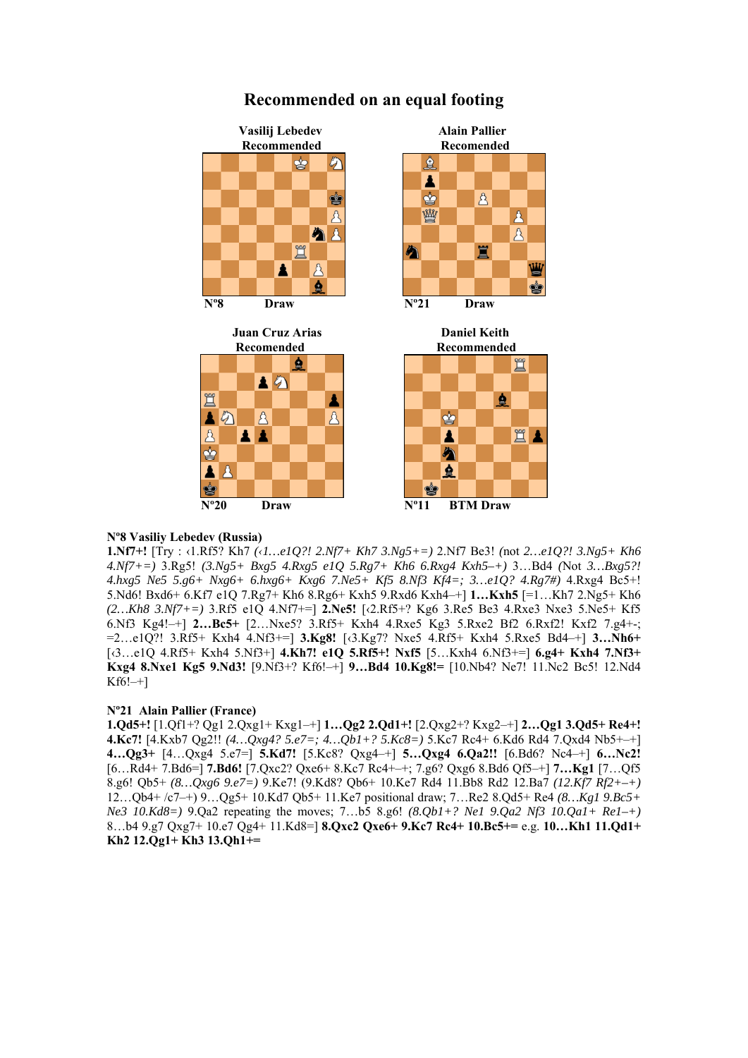# Recommended on an equal footing

**Vasilij Lebedev**
**Recommended**

Nº8 Draw

**Alain Pallier**
**Recomended**

Nº21 Draw

**Juan Cruz Arias**
**Recomended**

Nº20 Draw

**Daniel Keith**
**Recommended**

Nº11 BTM Draw

**Nº8 Vasiliy Lebedev (Russia)**
**1.Nf7+!** [Try : ‹1.Rf5? Kh7 *(‹1…e1Q?! 2.Nf7+ Kh7 3.Ng5+=)* 2.Nf7 Be3! *(not 2…e1Q?! 3.Ng5+ Kh6 4.Nf7+=)* 3.Rg5! *(3.Ng5+ Bxg5 4.Rxg5 e1Q 5.Rg7+ Kh6 6.Rxg4 Kxh5–+)* 3…Bd4 *(Not 3…Bxg5?! 4.hxg5 Ne5 5.g6+ Nxg6+ 6.hxg6+ Kxg6 7.Ne5+ Kf5 8.Nf3 Kf4=; 3…e1Q? 4.Rg7#)* 4.Rxg4 Bc5+! 5.Nd6! Bxd6+ 6.Kf7 e1Q 7.Rg7+ Kh6 8.Rg6+ Kxh5 9.Rxd6 Kxh4–+] **1…Kxh5** [=1…Kh7 2.Ng5+ Kh6 *(2…Kh8 3.Nf7+=)* 3.Rf5 e1Q 4.Nf7+=] **2.Ne5!** [‹2.Rf5+? Kg6 3.Re5 Be3 4.Rxe3 Nxe3 5.Ne5+ Kf5 6.Nf3 Kg4!–+] **2…Bc5+** [2…Nxe5? 3.Rf5+ Kxh4 4.Rxe5 Kg3 5.Rxe2 Bf2 6.Rxf2! Kxf2 7.g4+-; =2…e1Q?! 3.Rf5+ Kxh4 4.Nf3+=] **3.Kg8!** [‹3.Kg7? Nxe5 4.Rf5+ Kxh4 5.Rxe5 Bd4–+] **3…Nh6+** [‹3…e1Q 4.Rf5+ Kxh4 5.Nf3+] **4.Kh7! e1Q 5.Rf5+! Nxf5** [5…Kxh4 6.Nf3+=] **6.g4+ Kxh4 7.Nf3+ Kxg4 8.Nxe1 Kg5 9.Nd3!** [9.Nf3+? Kf6!–+] **9…Bd4 10.Kg8!=** [10.Nb4? Ne7! 11.Nc2 Bc5! 12.Nd4 Kf6!–+]

**Nº21 Alain Pallier (France)**
**1.Qd5+!** [1.Qf1+? Qg1 2.Qxg1+ Kxg1–+] **1…Qg2 2.Qd1+!** [2.Qxg2+? Kxg2–+] **2…Qg1 3.Qd5+ Re4+! 4.Kc7!** [4.Kxb7 Qg2!! *(4…Qxg4 5.e7=; 4…Qb1+? 5.Kc8=)* 5.Kc7 Rc4+ 6.Kd6 Rd4 7.Qxd4 Nb5+–+] **4…Qg3+** [4…Qxg4 5.e7=] **5.Kd7!** [5.Kc8? Qxg4–+] **5…Qxg4 6.Qa2!!** [6.Bd6? Nc4–+] **6…Nc2!** [6…Rd4+ 7.Bd6=] **7.Bd6!** [7.Qxc2? Qxe6+ 8.Kc7 Rc4+–+; 7.g6? Qxg6 8.Bd6 Qf5–+] **7…Kg1** [7…Qf5 8.g6! Qb5+ *(8…Qxg6 9.e7=)* 9.Ke7! (9.Kd8? Qb6+ 10.Ke7 Rd4 11.Bb8 Rd2 12.Ba7 *(12.Kf7 Rf2+–+)* 12…Qb4+ /c7–+) 9…Qg5+ 10.Kd7 Qb5+ 11.Ke7 positional draw; 7…Re2 8.Qd5+ Re4 *(8…Kg1 9.Bc5+ Ne3 10.Kd8=)* 9.Qa2 repeating the moves; 7…b5 8.g6! *(8.Qb1+? Ne1 9.Qa2 Nf3 10.Qa1+ Re1–+)* 8…b4 9.g7 Qxg7+ 10.e7 Qg4+ 11.Kd8=] **8.Qxc2 Qxe6+ 9.Kc7 Rc4+ 10.Bc5+=** e.g. **10…Kh1 11.Qd1+ Kh2 12.Qg1+ Kh3 13.Qh1+=**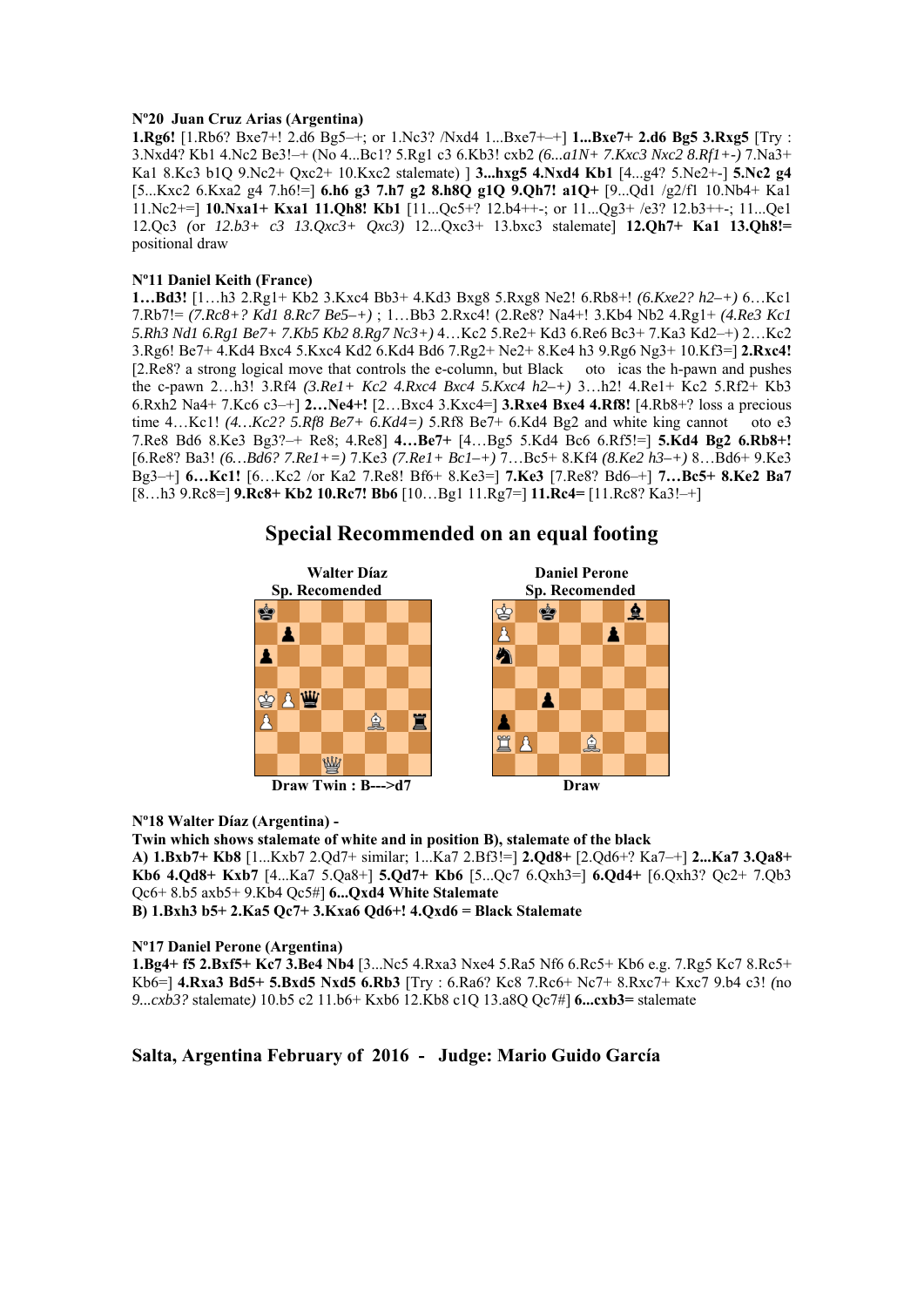**Nº20 Juan Cruz Arias (Argentina)**

**1.Rg6!** [1.Rb6? Bxe7+! 2.d6 Bg5–+; or 1.Nc3? /Nxd4 1...Bxe7+–+] **1...Bxe7+ 2.d6 Bg5 3.Rxg5** [Try : 3.Nxd4? Kb1 4.Nc2 Be3!–+ (No 4...Bc1? 5.Rg1 c3 6.Kb3! cxb2 *(6...a1N+ 7.Kxc3 Nxc2 8.Rf1+-)* 7.Na3+ Ka1 8.Kc3 b1Q 9.Nc2+ Qxc2+ 10.Kxc2 stalemate) ] **3...hxg5 4.Nxd4 Kb1** [4...g4? 5.Ne2+-] **5.Nc2 g4** [5...Kxc2 6.Kxa2 g4 7.h6!=] **6.h6 g3 7.h7 g2 8.h8Q g1Q 9.Qh7! a1Q+** [9...Qd1 /g2/f1 10.Nb4+ Ka1 11.Nc2+=] **10.Nxa1+ Kxa1 11.Qh8! Kb1** [11...Qc5+? 12.b4++-; or 11...Qg3+ /e3? 12.b3++-; 11...Qe1 12.Qc3 *(or 12.b3+ c3 13.Qxc3+ Qxc3)* 12...Qxc3+ 13.bxc3 stalemate] **12.Qh7+ Ka1 13.Qh8!=** positional draw

**Nº11 Daniel Keith (France)**

**1…Bd3!** [1…h3 2.Rg1+ Kb2 3.Kxc4 Bb3+ 4.Kd3 Bxg8 5.Rxg8 Ne2! 6.Rb8+! *(6.Kxe2? h2–+)* 6…Kc1 7.Rb7!= *(7.Rc8+? Kd1 8.Rc7 Be5–+)* ; 1…Bb3 2.Rxc4! (2.Re8? Na4+! 3.Kb4 Nb2 4.Rg1+ *(4.Re3 Kc1 5.Rh3 Nd1 6.Rg1 Be7+ 7.Kb5 Kb2 8.Rg7 Nc3+)* 4…Kc2 5.Re2+ Kd3 6.Re6 Bc3+ 7.Ka3 Kd2–+) 2…Kc2 3.Rg6! Be7+ 4.Kd4 Bxc4 5.Kxc4 Kd2 6.Kd4 Bd6 7.Rg2+ Ne2+ 8.Ke4 h3 9.Rg6 Ng3+ 10.Kf3=] **2.Rxc4!** [2.Re8? a strong logical move that controls the e-column, but Black oto icas the h-pawn and pushes the c-pawn 2…h3! 3.Rf4 *(3.Re1+ Kc2 4.Rxc4 Bxc4 5.Kxc4 h2–+)* 3…h2! 4.Re1+ Kc2 5.Rf2+ Kb3 6.Rxh2 Na4+ 7.Kc6 c3–+] **2…Ne4+!** [2…Bxc4 3.Kxc4=] **3.Rxe4 Bxe4 4.Rf8!** [4.Rb8+? loss a precious time 4…Kc1! *(4…Kc2? 5.Rf8 Be7+ 6.Kd4=)* 5.Rf8 Be7+ 6.Kd4 Bg2 and white king cannot oto e3 7.Re8 Bd6 8.Ke3 Bg3?–+ Re8; 4.Re8] **4…Be7+** [4…Bg5 5.Kd4 Bc6 6.Rf5!=] **5.Kd4 Bg2 6.Rb8+!** [6.Re8? Ba3! *(6…Bd6? 7.Re1+=)* 7.Ke3 *(7.Re1+ Bc1–+)* 7…Bc5+ 8.Kf4 *(8.Ke2 h3–+)* 8…Bd6+ 9.Ke3 Bg3–+] **6…Kc1!** [6…Kc2 /or Ka2 7.Re8! Bf6+ 8.Ke3=] **7.Ke3** [7.Re8? Bd6–+] **7…Bc5+ 8.Ke2 Ba7** [8…h3 9.Rc8=] **9.Rc8+ Kb2 10.Rc7! Bb6** [10…Bg1 11.Rg7=] **11.Rc4=** [11.Rc8? Ka3!–+]

## Special Recommended on an equal footing

Walter Díaz
Sp. Recomended

Draw Twin : B--->d7

Daniel Perone
Sp. Recomended

Draw

**Nº18 Walter Díaz (Argentina) -**

**Twin which shows stalemate of white and in position B), stalemate of the black**

**A) 1.Bxb7+ Kb8** [1...Kxb7 2.Qd7+ similar; 1...Ka7 2.Bf3!=] **2.Qd8+** [2.Qd6+? Ka7–+] **2...Ka7 3.Qa8+ Kb6 4.Qd8+ Kxb7** [4...Ka7 5.Qa8+] **5.Qd7+ Kb6** [5...Qc7 6.Qxh3=] **6.Qd4+** [6.Qxh3? Qc2+ 7.Qb3 Qc6+ 8.b5 axb5+ 9.Kb4 Qc5#] **6...Qxd4 White Stalemate**

**B) 1.Bxh3 b5+ 2.Ka5 Qc7+ 3.Kxa6 Qd6+! 4.Qxd6 = Black Stalemate**

**Nº17 Daniel Perone (Argentina)**

**1.Bg4+ f5 2.Bxf5+ Kc7 3.Be4 Nb4** [3...Nc5 4.Rxa3 Nxe4 5.Ra5 Nf6 6.Rc5+ Kb6 e.g. 7.Rg5 Kc7 8.Rc5+ Kb6=] **4.Rxa3 Bd5+ 5.Bxd5 Nxd5 6.Rb3** [Try : 6.Ra6? Kc8 7.Rc6+ Nc7+ 8.Rxc7+ Kxc7 9.b4 c3! *(no 9...cxb3? stalemate)* 10.b5 c2 11.b6+ Kxb6 12.Kb8 c1Q 13.a8Q Qc7#] **6...cxb3=** stalemate

**Salta, Argentina February of 2016 - Judge: Mario Guido García**